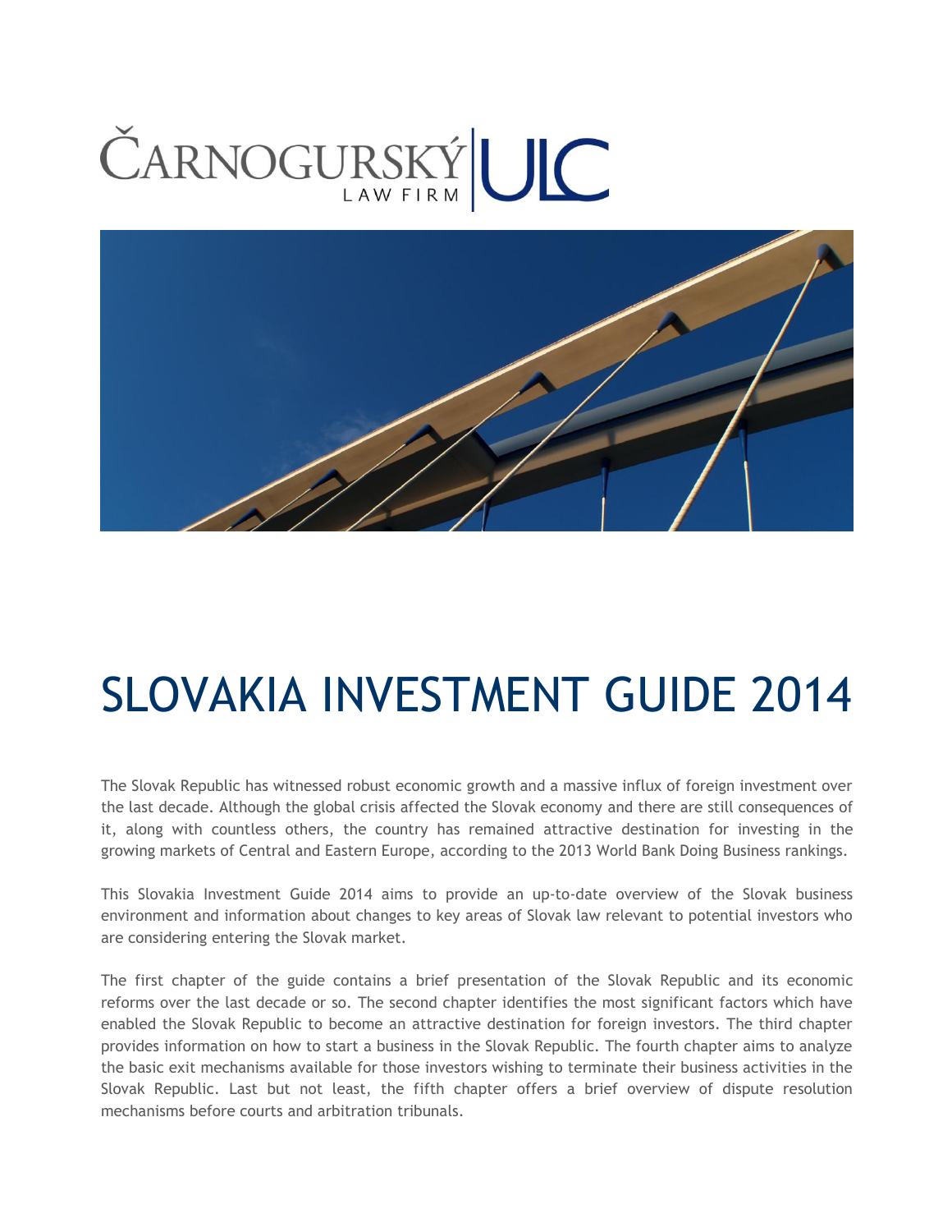ČARNOGURSKÝ LAW FIRM | ULC

# SLOVAKIA INVESTMENT GUIDE 2014

The Slovak Republic has witnessed robust economic growth and a massive influx of foreign investment over the last decade. Although the global crisis affected the Slovak economy and there are still consequences of it, along with countless others, the country has remained attractive destination for investing in the growing markets of Central and Eastern Europe, according to the 2013 World Bank Doing Business rankings.

This Slovakia Investment Guide 2014 aims to provide an up-to-date overview of the Slovak business environment and information about changes to key areas of Slovak law relevant to potential investors who are considering entering the Slovak market.

The first chapter of the guide contains a brief presentation of the Slovak Republic and its economic reforms over the last decade or so. The second chapter identifies the most significant factors which have enabled the Slovak Republic to become an attractive destination for foreign investors. The third chapter provides information on how to start a business in the Slovak Republic. The fourth chapter aims to analyze the basic exit mechanisms available for those investors wishing to terminate their business activities in the Slovak Republic. Last but not least, the fifth chapter offers a brief overview of dispute resolution mechanisms before courts and arbitration tribunals.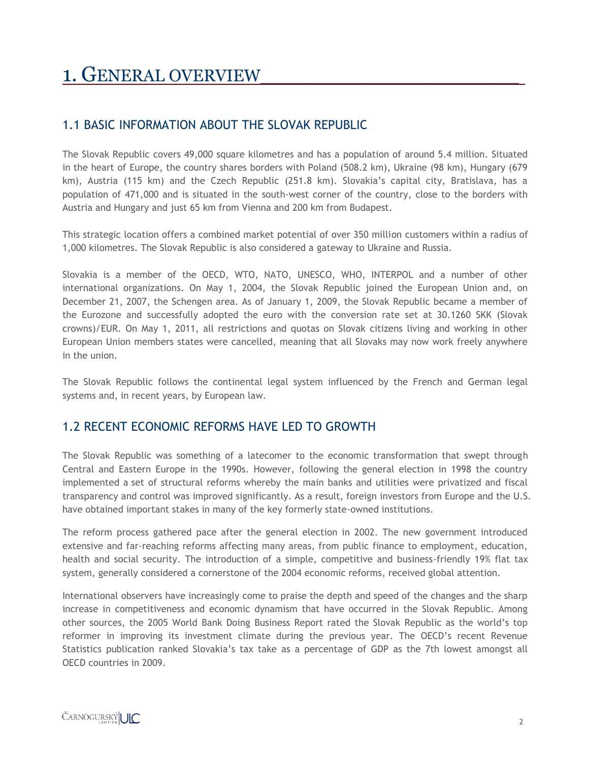# 1. GENERAL OVERVIEW

## 1.1 BASIC INFORMATION ABOUT THE SLOVAK REPUBLIC

The Slovak Republic covers 49,000 square kilometres and has a population of around 5.4 million. Situated in the heart of Europe, the country shares borders with Poland (508.2 km), Ukraine (98 km), Hungary (679 km), Austria (115 km) and the Czech Republic (251.8 km). Slovakia's capital city, Bratislava, has a population of 471,000 and is situated in the south-west corner of the country, close to the borders with Austria and Hungary and just 65 km from Vienna and 200 km from Budapest.

This strategic location offers a combined market potential of over 350 million customers within a radius of 1,000 kilometres. The Slovak Republic is also considered a gateway to Ukraine and Russia.

Slovakia is a member of the OECD, WTO, NATO, UNESCO, WHO, INTERPOL and a number of other international organizations. On May 1, 2004, the Slovak Republic joined the European Union and, on December 21, 2007, the Schengen area. As of January 1, 2009, the Slovak Republic became a member of the Eurozone and successfully adopted the euro with the conversion rate set at 30.1260 SKK (Slovak crowns)/EUR. On May 1, 2011, all restrictions and quotas on Slovak citizens living and working in other European Union members states were cancelled, meaning that all Slovaks may now work freely anywhere in the union.

The Slovak Republic follows the continental legal system influenced by the French and German legal systems and, in recent years, by European law.

## 1.2 RECENT ECONOMIC REFORMS HAVE LED TO GROWTH

The Slovak Republic was something of a latecomer to the economic transformation that swept through Central and Eastern Europe in the 1990s. However, following the general election in 1998 the country implemented a set of structural reforms whereby the main banks and utilities were privatized and fiscal transparency and control was improved significantly. As a result, foreign investors from Europe and the U.S. have obtained important stakes in many of the key formerly state-owned institutions.

The reform process gathered pace after the general election in 2002. The new government introduced extensive and far-reaching reforms affecting many areas, from public finance to employment, education, health and social security. The introduction of a simple, competitive and business-friendly 19% flat tax system, generally considered a cornerstone of the 2004 economic reforms, received global attention.

International observers have increasingly come to praise the depth and speed of the changes and the sharp increase in competitiveness and economic dynamism that have occurred in the Slovak Republic. Among other sources, the 2005 World Bank Doing Business Report rated the Slovak Republic as the world's top reformer in improving its investment climate during the previous year. The OECD's recent Revenue Statistics publication ranked Slovakia's tax take as a percentage of GDP as the 7th lowest amongst all OECD countries in 2009.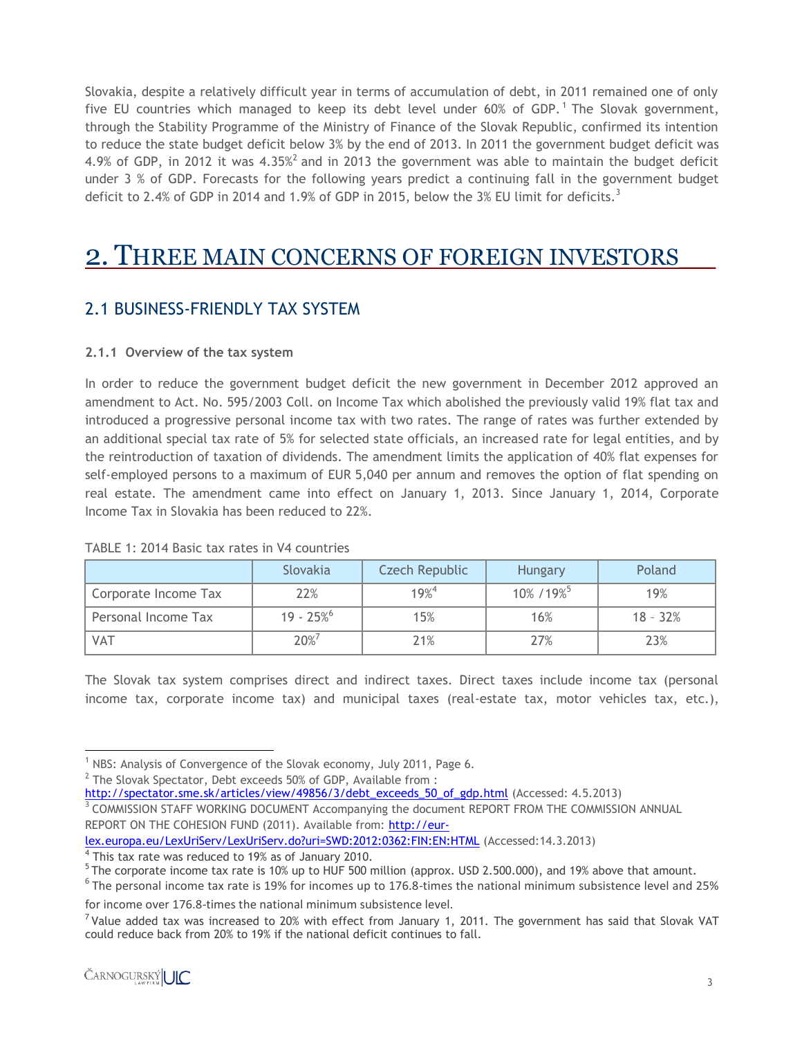Slovakia, despite a relatively difficult year in terms of accumulation of debt, in 2011 remained one of only five EU countries which managed to keep its debt level under 60% of GDP.[1] The Slovak government, through the Stability Programme of the Ministry of Finance of the Slovak Republic, confirmed its intention to reduce the state budget deficit below 3% by the end of 2013. In 2011 the government budget deficit was 4.9% of GDP, in 2012 it was 4.35%[2] and in 2013 the government was able to maintain the budget deficit under 3 % of GDP. Forecasts for the following years predict a continuing fall in the government budget deficit to 2.4% of GDP in 2014 and 1.9% of GDP in 2015, below the 3% EU limit for deficits.[3]

# 2. THREE MAIN CONCERNS OF FOREIGN INVESTORS

## 2.1 BUSINESS-FRIENDLY TAX SYSTEM

### 2.1.1 Overview of the tax system

In order to reduce the government budget deficit the new government in December 2012 approved an amendment to Act. No. 595/2003 Coll. on Income Tax which abolished the previously valid 19% flat tax and introduced a progressive personal income tax with two rates. The range of rates was further extended by an additional special tax rate of 5% for selected state officials, an increased rate for legal entities, and by the reintroduction of taxation of dividends. The amendment limits the application of 40% flat expenses for self-employed persons to a maximum of EUR 5,040 per annum and removes the option of flat spending on real estate. The amendment came into effect on January 1, 2013. Since January 1, 2014, Corporate Income Tax in Slovakia has been reduced to 22%.

TABLE 1: 2014 Basic tax rates in V4 countries

| | Slovakia | Czech Republic | Hungary | Poland |
|---|---|---|---|---|
| Corporate Income Tax | 22% | 19%[4] | 10% /19%[5] | 19% |
| Personal Income Tax | 19 - 25%[6] | 15% | 16% | 18 - 32% |
| VAT | 20%[7] | 21% | 27% | 23% |

The Slovak tax system comprises direct and indirect taxes. Direct taxes include income tax (personal income tax, corporate income tax) and municipal taxes (real-estate tax, motor vehicles tax, etc.),

---

[1] NBS: Analysis of Convergence of the Slovak economy, July 2011, Page 6.

[2] The Slovak Spectator, Debt exceeds 50% of GDP, Available from : http://spectator.sme.sk/articles/view/49856/3/debt_exceeds_50_of_gdp.html (Accessed: 4.5.2013)

[3] COMMISSION STAFF WORKING DOCUMENT Accompanying the document REPORT FROM THE COMMISSION ANNUAL REPORT ON THE COHESION FUND (2011). Available from: http://eur-lex.europa.eu/LexUriServ/LexUriServ.do?uri=SWD:2012:0362:FIN:EN:HTML (Accessed:14.3.2013)

[4] This tax rate was reduced to 19% as of January 2010.

[5] The corporate income tax rate is 10% up to HUF 500 million (approx. USD 2.500.000), and 19% above that amount.

[6] The personal income tax rate is 19% for incomes up to 176.8-times the national minimum subsistence level and 25% for income over 176.8-times the national minimum subsistence level.

[7] Value added tax was increased to 20% with effect from January 1, 2011. The government has said that Slovak VAT could reduce back from 20% to 19% if the national deficit continues to fall.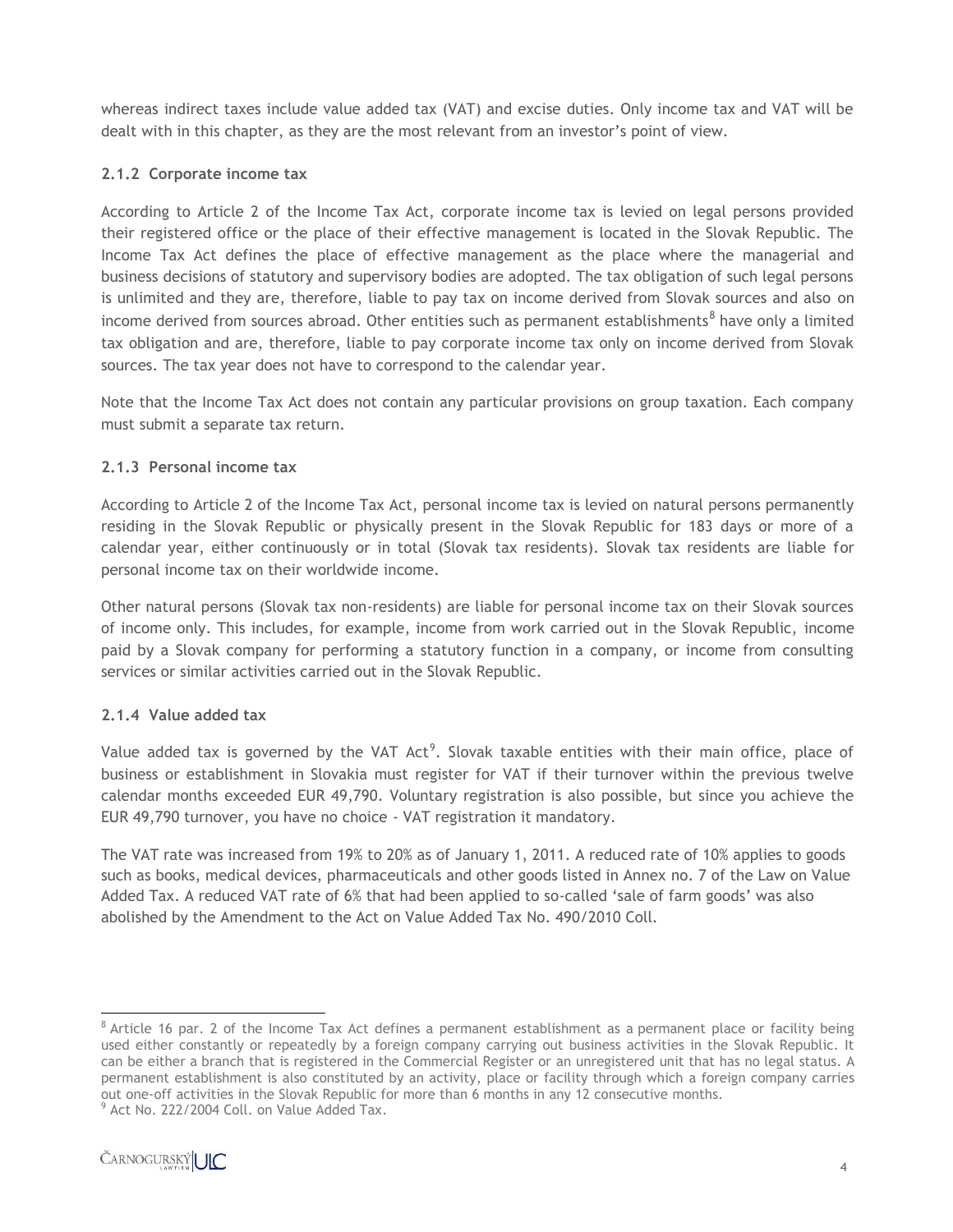whereas indirect taxes include value added tax (VAT) and excise duties. Only income tax and VAT will be dealt with in this chapter, as they are the most relevant from an investor's point of view.

### 2.1.2 Corporate income tax

According to Article 2 of the Income Tax Act, corporate income tax is levied on legal persons provided their registered office or the place of their effective management is located in the Slovak Republic. The Income Tax Act defines the place of effective management as the place where the managerial and business decisions of statutory and supervisory bodies are adopted. The tax obligation of such legal persons is unlimited and they are, therefore, liable to pay tax on income derived from Slovak sources and also on income derived from sources abroad. Other entities such as permanent establishments[8] have only a limited tax obligation and are, therefore, liable to pay corporate income tax only on income derived from Slovak sources. The tax year does not have to correspond to the calendar year.

Note that the Income Tax Act does not contain any particular provisions on group taxation. Each company must submit a separate tax return.

### 2.1.3 Personal income tax

According to Article 2 of the Income Tax Act, personal income tax is levied on natural persons permanently residing in the Slovak Republic or physically present in the Slovak Republic for 183 days or more of a calendar year, either continuously or in total (Slovak tax residents). Slovak tax residents are liable for personal income tax on their worldwide income.

Other natural persons (Slovak tax non-residents) are liable for personal income tax on their Slovak sources of income only. This includes, for example, income from work carried out in the Slovak Republic, income paid by a Slovak company for performing a statutory function in a company, or income from consulting services or similar activities carried out in the Slovak Republic.

### 2.1.4 Value added tax

Value added tax is governed by the VAT Act[9]. Slovak taxable entities with their main office, place of business or establishment in Slovakia must register for VAT if their turnover within the previous twelve calendar months exceeded EUR 49,790. Voluntary registration is also possible, but since you achieve the EUR 49,790 turnover, you have no choice - VAT registration it mandatory.

The VAT rate was increased from 19% to 20% as of January 1, 2011. A reduced rate of 10% applies to goods such as books, medical devices, pharmaceuticals and other goods listed in Annex no. 7 of the Law on Value Added Tax. A reduced VAT rate of 6% that had been applied to so-called 'sale of farm goods' was also abolished by the Amendment to the Act on Value Added Tax No. 490/2010 Coll.

---

[8] Article 16 par. 2 of the Income Tax Act defines a permanent establishment as a permanent place or facility being used either constantly or repeatedly by a foreign company carrying out business activities in the Slovak Republic. It can be either a branch that is registered in the Commercial Register or an unregistered unit that has no legal status. A permanent establishment is also constituted by an activity, place or facility through which a foreign company carries out one-off activities in the Slovak Republic for more than 6 months in any 12 consecutive months.

[9] Act No. 222/2004 Coll. on Value Added Tax.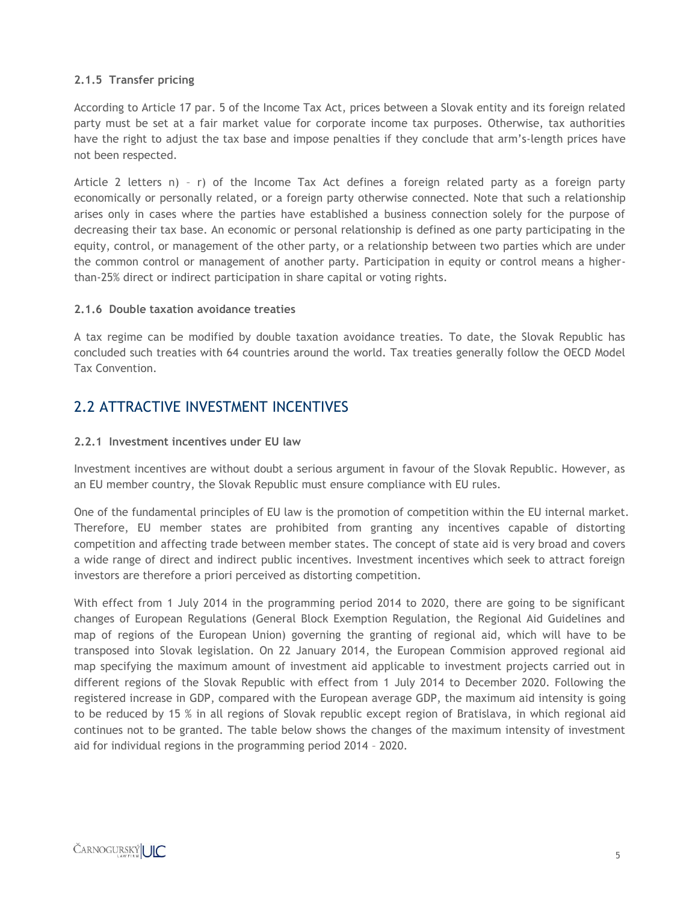### 2.1.5 Transfer pricing

According to Article 17 par. 5 of the Income Tax Act, prices between a Slovak entity and its foreign related party must be set at a fair market value for corporate income tax purposes. Otherwise, tax authorities have the right to adjust the tax base and impose penalties if they conclude that arm's-length prices have not been respected.

Article 2 letters n) – r) of the Income Tax Act defines a foreign related party as a foreign party economically or personally related, or a foreign party otherwise connected. Note that such a relationship arises only in cases where the parties have established a business connection solely for the purpose of decreasing their tax base. An economic or personal relationship is defined as one party participating in the equity, control, or management of the other party, or a relationship between two parties which are under the common control or management of another party. Participation in equity or control means a higher-than-25% direct or indirect participation in share capital or voting rights.

### 2.1.6 Double taxation avoidance treaties

A tax regime can be modified by double taxation avoidance treaties. To date, the Slovak Republic has concluded such treaties with 64 countries around the world. Tax treaties generally follow the OECD Model Tax Convention.

## 2.2 ATTRACTIVE INVESTMENT INCENTIVES

### 2.2.1 Investment incentives under EU law

Investment incentives are without doubt a serious argument in favour of the Slovak Republic. However, as an EU member country, the Slovak Republic must ensure compliance with EU rules.

One of the fundamental principles of EU law is the promotion of competition within the EU internal market. Therefore, EU member states are prohibited from granting any incentives capable of distorting competition and affecting trade between member states. The concept of state aid is very broad and covers a wide range of direct and indirect public incentives. Investment incentives which seek to attract foreign investors are therefore a priori perceived as distorting competition.

With effect from 1 July 2014 in the programming period 2014 to 2020, there are going to be significant changes of European Regulations (General Block Exemption Regulation, the Regional Aid Guidelines and map of regions of the European Union) governing the granting of regional aid, which will have to be transposed into Slovak legislation. On 22 January 2014, the European Commision approved regional aid map specifying the maximum amount of investment aid applicable to investment projects carried out in different regions of the Slovak Republic with effect from 1 July 2014 to December 2020. Following the registered increase in GDP, compared with the European average GDP, the maximum aid intensity is going to be reduced by 15 % in all regions of Slovak republic except region of Bratislava, in which regional aid continues not to be granted. The table below shows the changes of the maximum intensity of investment aid for individual regions in the programming period 2014 – 2020.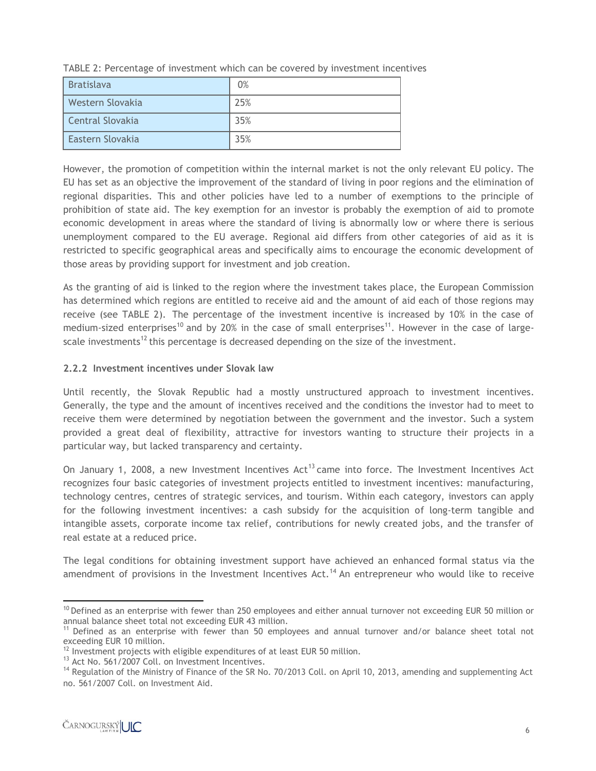TABLE 2: Percentage of investment which can be covered by investment incentives

| Bratislava | 0% |
|---|---|
| Western Slovakia | 25% |
| Central Slovakia | 35% |
| Eastern Slovakia | 35% |

However, the promotion of competition within the internal market is not the only relevant EU policy. The EU has set as an objective the improvement of the standard of living in poor regions and the elimination of regional disparities. This and other policies have led to a number of exemptions to the principle of prohibition of state aid. The key exemption for an investor is probably the exemption of aid to promote economic development in areas where the standard of living is abnormally low or where there is serious unemployment compared to the EU average. Regional aid differs from other categories of aid as it is restricted to specific geographical areas and specifically aims to encourage the economic development of those areas by providing support for investment and job creation.

As the granting of aid is linked to the region where the investment takes place, the European Commission has determined which regions are entitled to receive aid and the amount of aid each of those regions may receive (see TABLE 2). The percentage of the investment incentive is increased by 10% in the case of medium-sized enterprises[10] and by 20% in the case of small enterprises[11]. However in the case of large-scale investments[12] this percentage is decreased depending on the size of the investment.

### 2.2.2 Investment incentives under Slovak law

Until recently, the Slovak Republic had a mostly unstructured approach to investment incentives. Generally, the type and the amount of incentives received and the conditions the investor had to meet to receive them were determined by negotiation between the government and the investor. Such a system provided a great deal of flexibility, attractive for investors wanting to structure their projects in a particular way, but lacked transparency and certainty.

On January 1, 2008, a new Investment Incentives Act[13] came into force. The Investment Incentives Act recognizes four basic categories of investment projects entitled to investment incentives: manufacturing, technology centres, centres of strategic services, and tourism. Within each category, investors can apply for the following investment incentives: a cash subsidy for the acquisition of long-term tangible and intangible assets, corporate income tax relief, contributions for newly created jobs, and the transfer of real estate at a reduced price.

The legal conditions for obtaining investment support have achieved an enhanced formal status via the amendment of provisions in the Investment Incentives Act.[14] An entrepreneur who would like to receive

---

[10] Defined as an enterprise with fewer than 250 employees and either annual turnover not exceeding EUR 50 million or annual balance sheet total not exceeding EUR 43 million.

[11] Defined as an enterprise with fewer than 50 employees and annual turnover and/or balance sheet total not exceeding EUR 10 million.

[12] Investment projects with eligible expenditures of at least EUR 50 million.

[13] Act No. 561/2007 Coll. on Investment Incentives.

[14] Regulation of the Ministry of Finance of the SR No. 70/2013 Coll. on April 10, 2013, amending and supplementing Act no. 561/2007 Coll. on Investment Aid.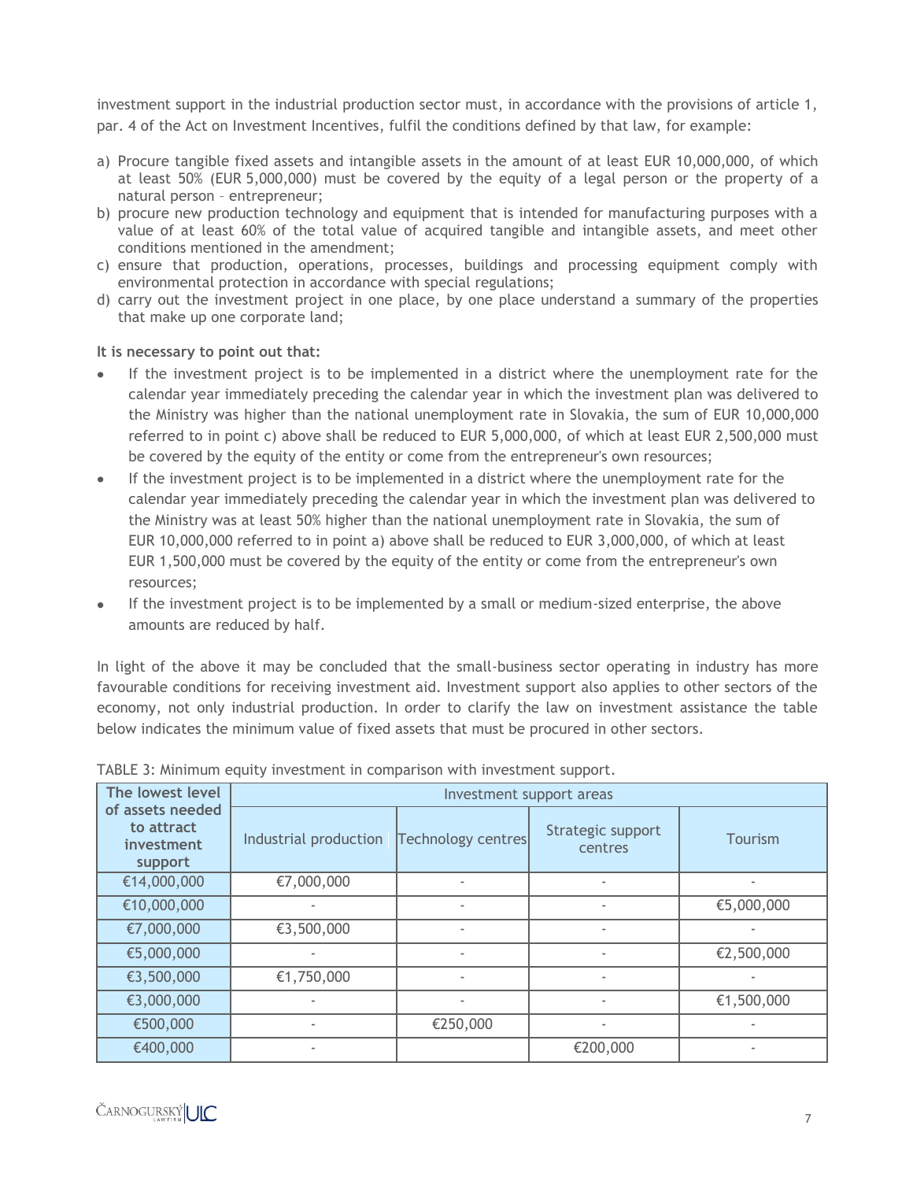investment support in the industrial production sector must, in accordance with the provisions of article 1, par. 4 of the Act on Investment Incentives, fulfil the conditions defined by that law, for example:

a) Procure tangible fixed assets and intangible assets in the amount of at least EUR 10,000,000, of which at least 50% (EUR 5,000,000) must be covered by the equity of a legal person or the property of a natural person – entrepreneur;
b) procure new production technology and equipment that is intended for manufacturing purposes with a value of at least 60% of the total value of acquired tangible and intangible assets, and meet other conditions mentioned in the amendment;
c) ensure that production, operations, processes, buildings and processing equipment comply with environmental protection in accordance with special regulations;
d) carry out the investment project in one place, by one place understand a summary of the properties that make up one corporate land;

**It is necessary to point out that:**

- If the investment project is to be implemented in a district where the unemployment rate for the calendar year immediately preceding the calendar year in which the investment plan was delivered to the Ministry was higher than the national unemployment rate in Slovakia, the sum of EUR 10,000,000 referred to in point c) above shall be reduced to EUR 5,000,000, of which at least EUR 2,500,000 must be covered by the equity of the entity or come from the entrepreneur's own resources;
- If the investment project is to be implemented in a district where the unemployment rate for the calendar year immediately preceding the calendar year in which the investment plan was delivered to the Ministry was at least 50% higher than the national unemployment rate in Slovakia, the sum of EUR 10,000,000 referred to in point a) above shall be reduced to EUR 3,000,000, of which at least EUR 1,500,000 must be covered by the equity of the entity or come from the entrepreneur's own resources;
- If the investment project is to be implemented by a small or medium-sized enterprise, the above amounts are reduced by half.

In light of the above it may be concluded that the small-business sector operating in industry has more favourable conditions for receiving investment aid. Investment support also applies to other sectors of the economy, not only industrial production. In order to clarify the law on investment assistance the table below indicates the minimum value of fixed assets that must be procured in other sectors.

TABLE 3: Minimum equity investment in comparison with investment support.

| The lowest level of assets needed to attract investment support | Investment support areas | | | |
|---|---|---|---|---|
| | Industrial production | Technology centres | Strategic support centres | Tourism |
| €14,000,000 | €7,000,000 | - | - | - |
| €10,000,000 | - | - | - | €5,000,000 |
| €7,000,000 | €3,500,000 | - | - | - |
| €5,000,000 | - | - | - | €2,500,000 |
| €3,500,000 | €1,750,000 | - | - | - |
| €3,000,000 | - | - | - | €1,500,000 |
| €500,000 | - | €250,000 | - | - |
| €400,000 | - | | €200,000 | - |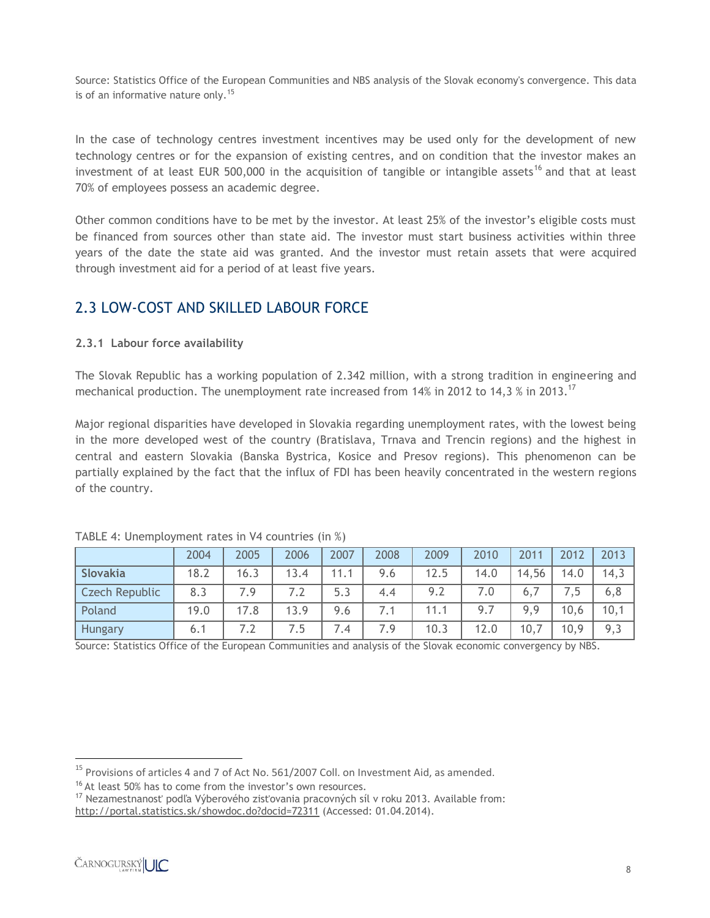Source: Statistics Office of the European Communities and NBS analysis of the Slovak economy's convergence. This data is of an informative nature only.[15]

In the case of technology centres investment incentives may be used only for the development of new technology centres or for the expansion of existing centres, and on condition that the investor makes an investment of at least EUR 500,000 in the acquisition of tangible or intangible assets[16] and that at least 70% of employees possess an academic degree.

Other common conditions have to be met by the investor. At least 25% of the investor's eligible costs must be financed from sources other than state aid. The investor must start business activities within three years of the date the state aid was granted. And the investor must retain assets that were acquired through investment aid for a period of at least five years.

## 2.3 LOW-COST AND SKILLED LABOUR FORCE

### 2.3.1 Labour force availability

The Slovak Republic has a working population of 2.342 million, with a strong tradition in engineering and mechanical production. The unemployment rate increased from 14% in 2012 to 14,3 % in 2013.[17]

Major regional disparities have developed in Slovakia regarding unemployment rates, with the lowest being in the more developed west of the country (Bratislava, Trnava and Trencin regions) and the highest in central and eastern Slovakia (Banska Bystrica, Kosice and Presov regions). This phenomenon can be partially explained by the fact that the influx of FDI has been heavily concentrated in the western regions of the country.

TABLE 4: Unemployment rates in V4 countries (in %)

| | 2004 | 2005 | 2006 | 2007 | 2008 | 2009 | 2010 | 2011 | 2012 | 2013 |
|---|---|---|---|---|---|---|---|---|---|---|
| **Slovakia** | 18.2 | 16.3 | 13.4 | 11.1 | 9.6 | 12.5 | 14.0 | 14,56 | 14.0 | 14,3 |
| Czech Republic | 8.3 | 7.9 | 7.2 | 5.3 | 4.4 | 9.2 | 7.0 | 6,7 | 7,5 | 6,8 |
| Poland | 19.0 | 17.8 | 13.9 | 9.6 | 7.1 | 11.1 | 9.7 | 9,9 | 10,6 | 10,1 |
| Hungary | 6.1 | 7.2 | 7.5 | 7.4 | 7.9 | 10.3 | 12.0 | 10,7 | 10,9 | 9,3 |

Source: Statistics Office of the European Communities and analysis of the Slovak economic convergency by NBS.

---

[15] Provisions of articles 4 and 7 of Act No. 561/2007 Coll. on Investment Aid, as amended.

[16] At least 50% has to come from the investor's own resources.

[17] Nezamestnanosť podľa Výberového zisťovania pracovných síl v roku 2013. Available from: http://portal.statistics.sk/showdoc.do?docid=72311 (Accessed: 01.04.2014).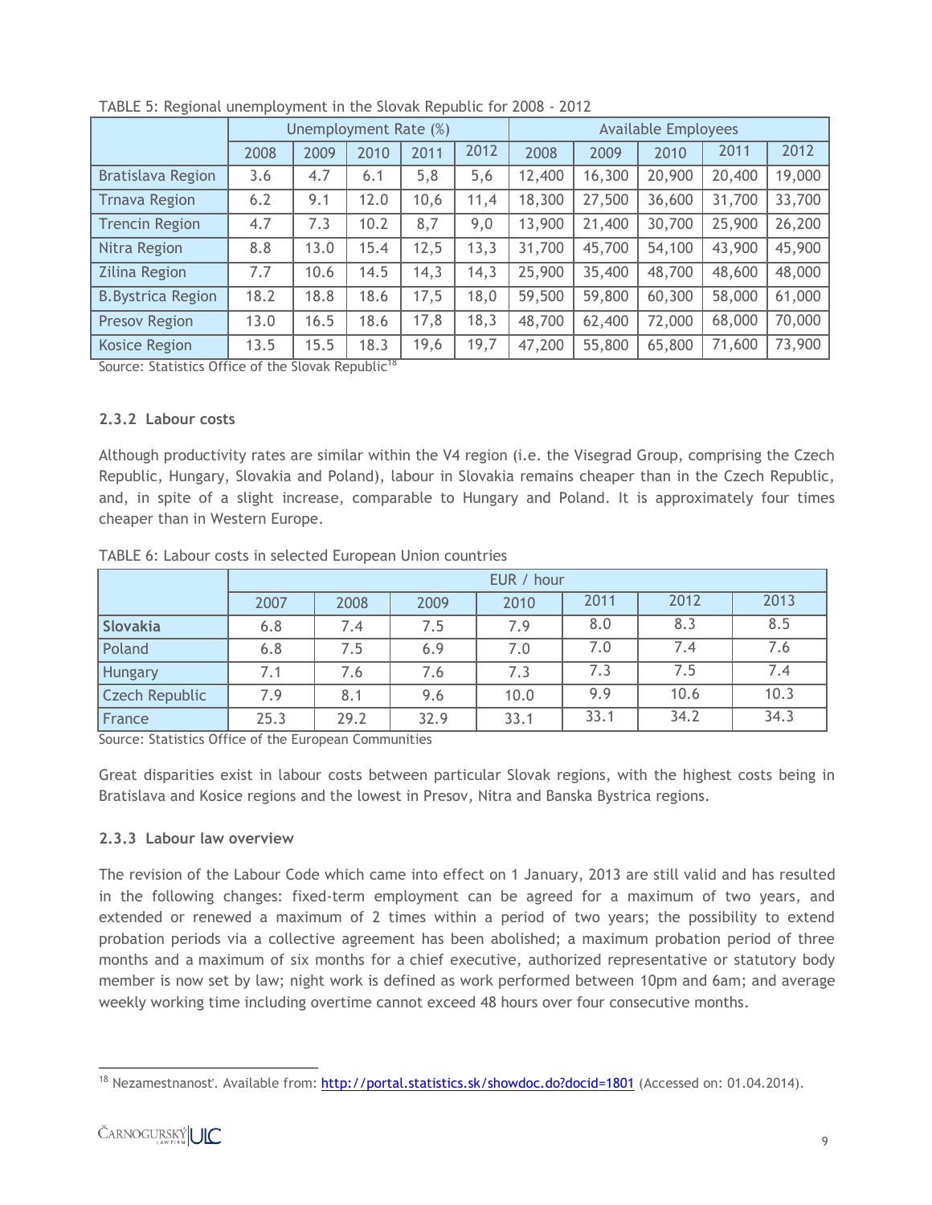TABLE 5: Regional unemployment in the Slovak Republic for 2008 - 2012

| | Unemployment Rate (%) | | | | | Available Employees | | | | |
|---|---|---|---|---|---|---|---|---|---|---|
| | 2008 | 2009 | 2010 | 2011 | 2012 | 2008 | 2009 | 2010 | 2011 | 2012 |
| Bratislava Region | 3.6 | 4.7 | 6.1 | 5,8 | 5,6 | 12,400 | 16,300 | 20,900 | 20,400 | 19,000 |
| Trnava Region | 6.2 | 9.1 | 12.0 | 10,6 | 11,4 | 18,300 | 27,500 | 36,600 | 31,700 | 33,700 |
| Trencin Region | 4.7 | 7.3 | 10.2 | 8,7 | 9,0 | 13,900 | 21,400 | 30,700 | 25,900 | 26,200 |
| Nitra Region | 8.8 | 13.0 | 15.4 | 12,5 | 13,3 | 31,700 | 45,700 | 54,100 | 43,900 | 45,900 |
| Zilina Region | 7.7 | 10.6 | 14.5 | 14,3 | 14,3 | 25,900 | 35,400 | 48,700 | 48,600 | 48,000 |
| B.Bystrica Region | 18.2 | 18.8 | 18.6 | 17,5 | 18,0 | 59,500 | 59,800 | 60,300 | 58,000 | 61,000 |
| Presov Region | 13.0 | 16.5 | 18.6 | 17,8 | 18,3 | 48,700 | 62,400 | 72,000 | 68,000 | 70,000 |
| Kosice Region | 13.5 | 15.5 | 18.3 | 19,6 | 19,7 | 47,200 | 55,800 | 65,800 | 71,600 | 73,900 |

Source: Statistics Office of the Slovak Republic[18]

### 2.3.2 Labour costs

Although productivity rates are similar within the V4 region (i.e. the Visegrad Group, comprising the Czech Republic, Hungary, Slovakia and Poland), labour in Slovakia remains cheaper than in the Czech Republic, and, in spite of a slight increase, comparable to Hungary and Poland. It is approximately four times cheaper than in Western Europe.

TABLE 6: Labour costs in selected European Union countries

| | EUR / hour | | | | | | |
|---|---|---|---|---|---|---|---|
| | 2007 | 2008 | 2009 | 2010 | 2011 | 2012 | 2013 |
| **Slovakia** | 6.8 | 7.4 | 7.5 | 7.9 | 8.0 | 8.3 | 8.5 |
| Poland | 6.8 | 7.5 | 6.9 | 7.0 | 7.0 | 7.4 | 7.6 |
| Hungary | 7.1 | 7.6 | 7.6 | 7.3 | 7.3 | 7.5 | 7.4 |
| Czech Republic | 7.9 | 8.1 | 9.6 | 10.0 | 9.9 | 10.6 | 10.3 |
| France | 25.3 | 29.2 | 32.9 | 33.1 | 33.1 | 34.2 | 34.3 |

Source: Statistics Office of the European Communities

Great disparities exist in labour costs between particular Slovak regions, with the highest costs being in Bratislava and Kosice regions and the lowest in Presov, Nitra and Banska Bystrica regions.

### 2.3.3 Labour law overview

The revision of the Labour Code which came into effect on 1 January, 2013 are still valid and has resulted in the following changes: fixed-term employment can be agreed for a maximum of two years, and extended or renewed a maximum of 2 times within a period of two years; the possibility to extend probation periods via a collective agreement has been abolished; a maximum probation period of three months and a maximum of six months for a chief executive, authorized representative or statutory body member is now set by law; night work is defined as work performed between 10pm and 6am; and average weekly working time including overtime cannot exceed 48 hours over four consecutive months.

[18] Nezamestnanosť. Available from: http://portal.statistics.sk/showdoc.do?docid=1801 (Accessed on: 01.04.2014).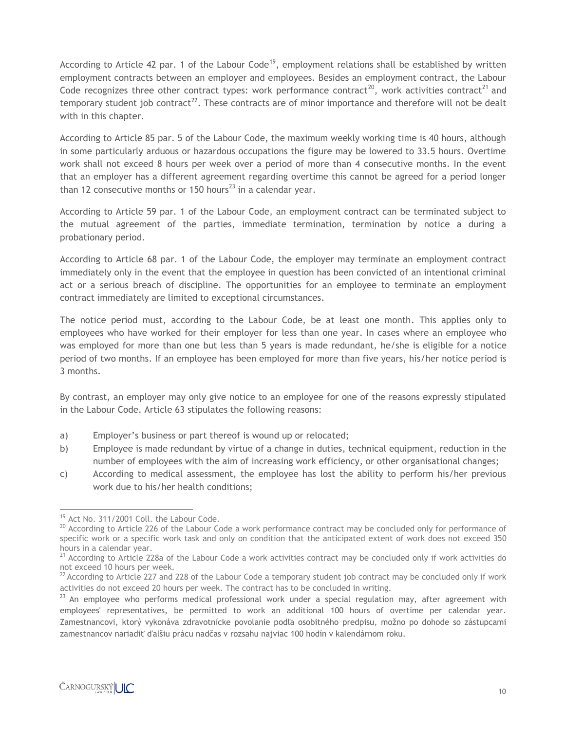According to Article 42 par. 1 of the Labour Code[19], employment relations shall be established by written employment contracts between an employer and employees. Besides an employment contract, the Labour Code recognizes three other contract types: work performance contract[20], work activities contract[21] and temporary student job contract[22]. These contracts are of minor importance and therefore will not be dealt with in this chapter.

According to Article 85 par. 5 of the Labour Code, the maximum weekly working time is 40 hours, although in some particularly arduous or hazardous occupations the figure may be lowered to 33.5 hours. Overtime work shall not exceed 8 hours per week over a period of more than 4 consecutive months. In the event that an employer has a different agreement regarding overtime this cannot be agreed for a period longer than 12 consecutive months or 150 hours[23] in a calendar year.

According to Article 59 par. 1 of the Labour Code, an employment contract can be terminated subject to the mutual agreement of the parties, immediate termination, termination by notice a during a probationary period.

According to Article 68 par. 1 of the Labour Code, the employer may terminate an employment contract immediately only in the event that the employee in question has been convicted of an intentional criminal act or a serious breach of discipline. The opportunities for an employee to terminate an employment contract immediately are limited to exceptional circumstances.

The notice period must, according to the Labour Code, be at least one month. This applies only to employees who have worked for their employer for less than one year. In cases where an employee who was employed for more than one but less than 5 years is made redundant, he/she is eligible for a notice period of two months. If an employee has been employed for more than five years, his/her notice period is 3 months.

By contrast, an employer may only give notice to an employee for one of the reasons expressly stipulated in the Labour Code. Article 63 stipulates the following reasons:

a) Employer's business or part thereof is wound up or relocated;
b) Employee is made redundant by virtue of a change in duties, technical equipment, reduction in the number of employees with the aim of increasing work efficiency, or other organisational changes;
c) According to medical assessment, the employee has lost the ability to perform his/her previous work due to his/her health conditions;

---

[19] Act No. 311/2001 Coll. the Labour Code.

[20] According to Article 226 of the Labour Code a work performance contract may be concluded only for performance of specific work or a specific work task and only on condition that the anticipated extent of work does not exceed 350 hours in a calendar year.

[21] According to Article 228a of the Labour Code a work activities contract may be concluded only if work activities do not exceed 10 hours per week.

[22] According to Article 227 and 228 of the Labour Code a temporary student job contract may be concluded only if work activities do not exceed 20 hours per week. The contract has to be concluded in writing.

[23] An employee who performs medical professional work under a special regulation may, after agreement with employees' representatives, be permitted to work an additional 100 hours of overtime per calendar year. Zamestnancovi, ktorý vykonáva zdravotnícke povolanie podľa osobitného predpisu, možno po dohode so zástupcami zamestnancov nariadiť ďalšiu prácu nadčas v rozsahu najviac 100 hodín v kalendárnom roku.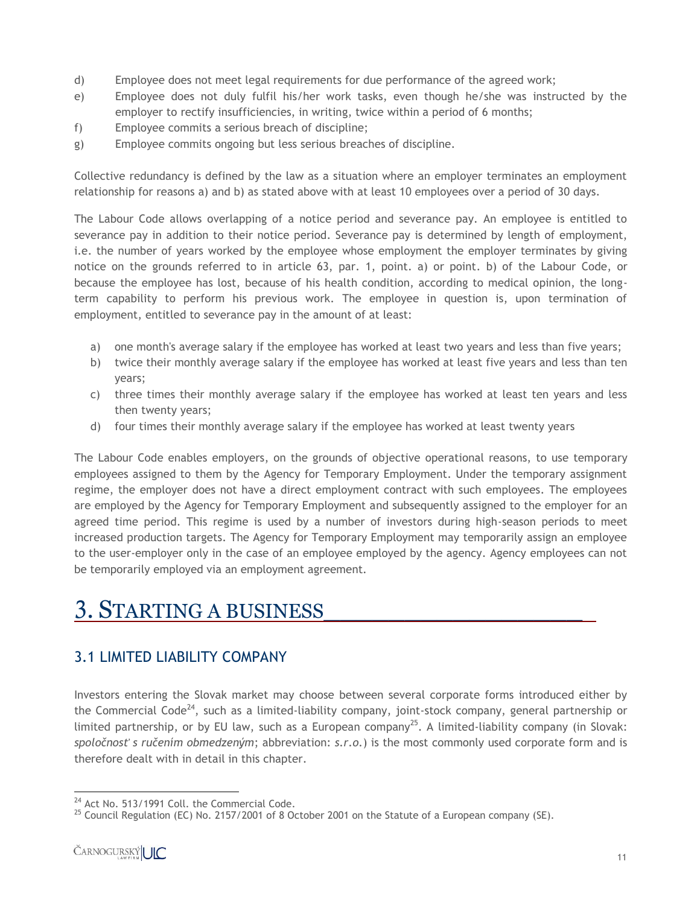d) Employee does not meet legal requirements for due performance of the agreed work;
e) Employee does not duly fulfil his/her work tasks, even though he/she was instructed by the employer to rectify insufficiencies, in writing, twice within a period of 6 months;
f) Employee commits a serious breach of discipline;
g) Employee commits ongoing but less serious breaches of discipline.

Collective redundancy is defined by the law as a situation where an employer terminates an employment relationship for reasons a) and b) as stated above with at least 10 employees over a period of 30 days.

The Labour Code allows overlapping of a notice period and severance pay. An employee is entitled to severance pay in addition to their notice period. Severance pay is determined by length of employment, i.e. the number of years worked by the employee whose employment the employer terminates by giving notice on the grounds referred to in article 63, par. 1, point. a) or point. b) of the Labour Code, or because the employee has lost, because of his health condition, according to medical opinion, the long-term capability to perform his previous work. The employee in question is, upon termination of employment, entitled to severance pay in the amount of at least:

a) one month's average salary if the employee has worked at least two years and less than five years;
b) twice their monthly average salary if the employee has worked at least five years and less than ten years;
c) three times their monthly average salary if the employee has worked at least ten years and less then twenty years;
d) four times their monthly average salary if the employee has worked at least twenty years

The Labour Code enables employers, on the grounds of objective operational reasons, to use temporary employees assigned to them by the Agency for Temporary Employment. Under the temporary assignment regime, the employer does not have a direct employment contract with such employees. The employees are employed by the Agency for Temporary Employment and subsequently assigned to the employer for an agreed time period. This regime is used by a number of investors during high-season periods to meet increased production targets. The Agency for Temporary Employment may temporarily assign an employee to the user-employer only in the case of an employee employed by the agency. Agency employees can not be temporarily employed via an employment agreement.

# 3. STARTING A BUSINESS

## 3.1 LIMITED LIABILITY COMPANY

Investors entering the Slovak market may choose between several corporate forms introduced either by the Commercial Code[24], such as a limited-liability company, joint-stock company, general partnership or limited partnership, or by EU law, such as a European company[25]. A limited-liability company (in Slovak: *spoločnosť s ručením obmedzeným*; abbreviation: *s.r.o.*) is the most commonly used corporate form and is therefore dealt with in detail in this chapter.

---

[24] Act No. 513/1991 Coll. the Commercial Code.

[25] Council Regulation (EC) No. 2157/2001 of 8 October 2001 on the Statute of a European company (SE).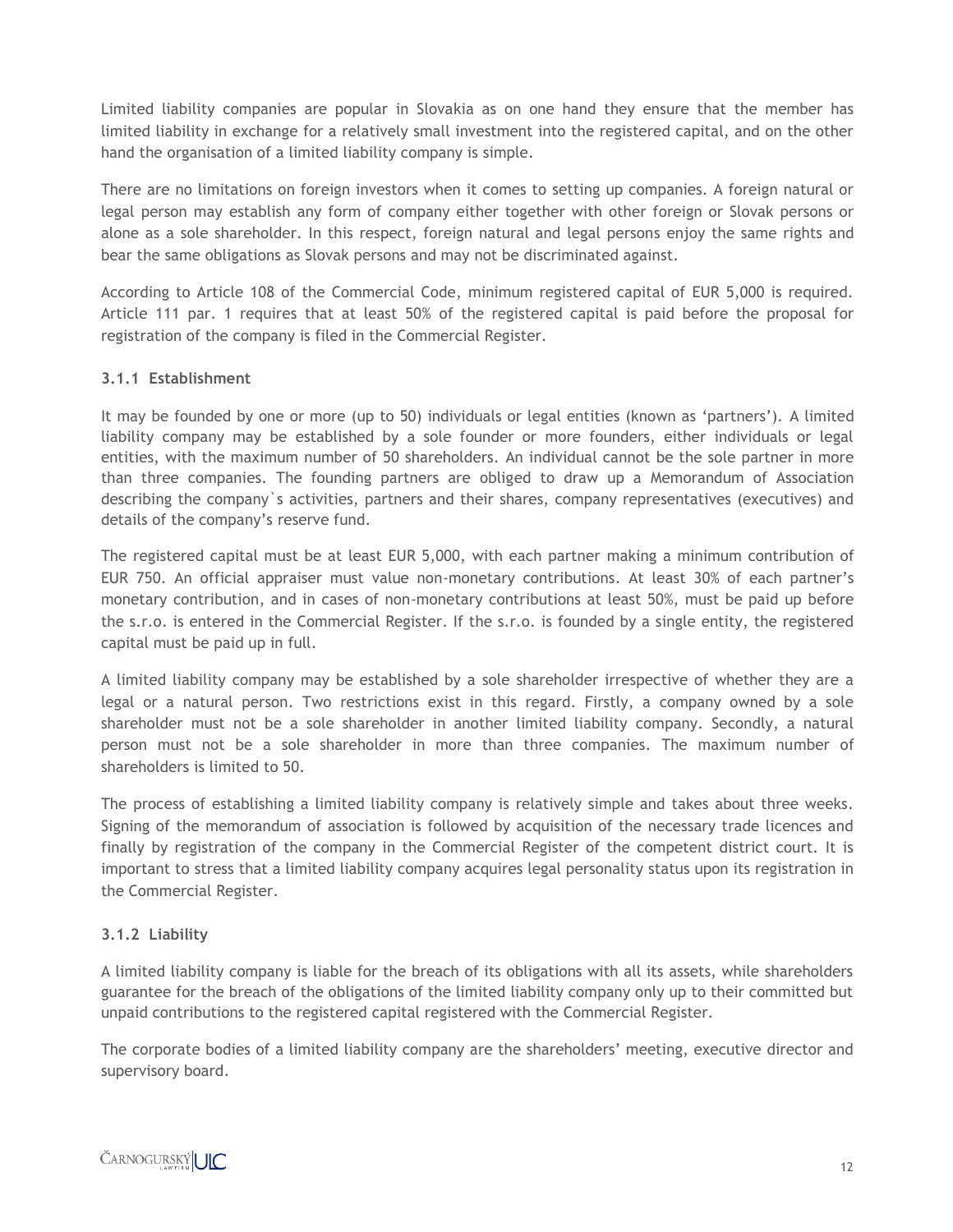Limited liability companies are popular in Slovakia as on one hand they ensure that the member has limited liability in exchange for a relatively small investment into the registered capital, and on the other hand the organisation of a limited liability company is simple.

There are no limitations on foreign investors when it comes to setting up companies. A foreign natural or legal person may establish any form of company either together with other foreign or Slovak persons or alone as a sole shareholder. In this respect, foreign natural and legal persons enjoy the same rights and bear the same obligations as Slovak persons and may not be discriminated against.

According to Article 108 of the Commercial Code, minimum registered capital of EUR 5,000 is required. Article 111 par. 1 requires that at least 50% of the registered capital is paid before the proposal for registration of the company is filed in the Commercial Register.

### 3.1.1 Establishment

It may be founded by one or more (up to 50) individuals or legal entities (known as 'partners'). A limited liability company may be established by a sole founder or more founders, either individuals or legal entities, with the maximum number of 50 shareholders. An individual cannot be the sole partner in more than three companies. The founding partners are obliged to draw up a Memorandum of Association describing the company`s activities, partners and their shares, company representatives (executives) and details of the company's reserve fund.

The registered capital must be at least EUR 5,000, with each partner making a minimum contribution of EUR 750. An official appraiser must value non-monetary contributions. At least 30% of each partner's monetary contribution, and in cases of non-monetary contributions at least 50%, must be paid up before the s.r.o. is entered in the Commercial Register. If the s.r.o. is founded by a single entity, the registered capital must be paid up in full.

A limited liability company may be established by a sole shareholder irrespective of whether they are a legal or a natural person. Two restrictions exist in this regard. Firstly, a company owned by a sole shareholder must not be a sole shareholder in another limited liability company. Secondly, a natural person must not be a sole shareholder in more than three companies. The maximum number of shareholders is limited to 50.

The process of establishing a limited liability company is relatively simple and takes about three weeks. Signing of the memorandum of association is followed by acquisition of the necessary trade licences and finally by registration of the company in the Commercial Register of the competent district court. It is important to stress that a limited liability company acquires legal personality status upon its registration in the Commercial Register.

### 3.1.2 Liability

A limited liability company is liable for the breach of its obligations with all its assets, while shareholders guarantee for the breach of the obligations of the limited liability company only up to their committed but unpaid contributions to the registered capital registered with the Commercial Register.

The corporate bodies of a limited liability company are the shareholders' meeting, executive director and supervisory board.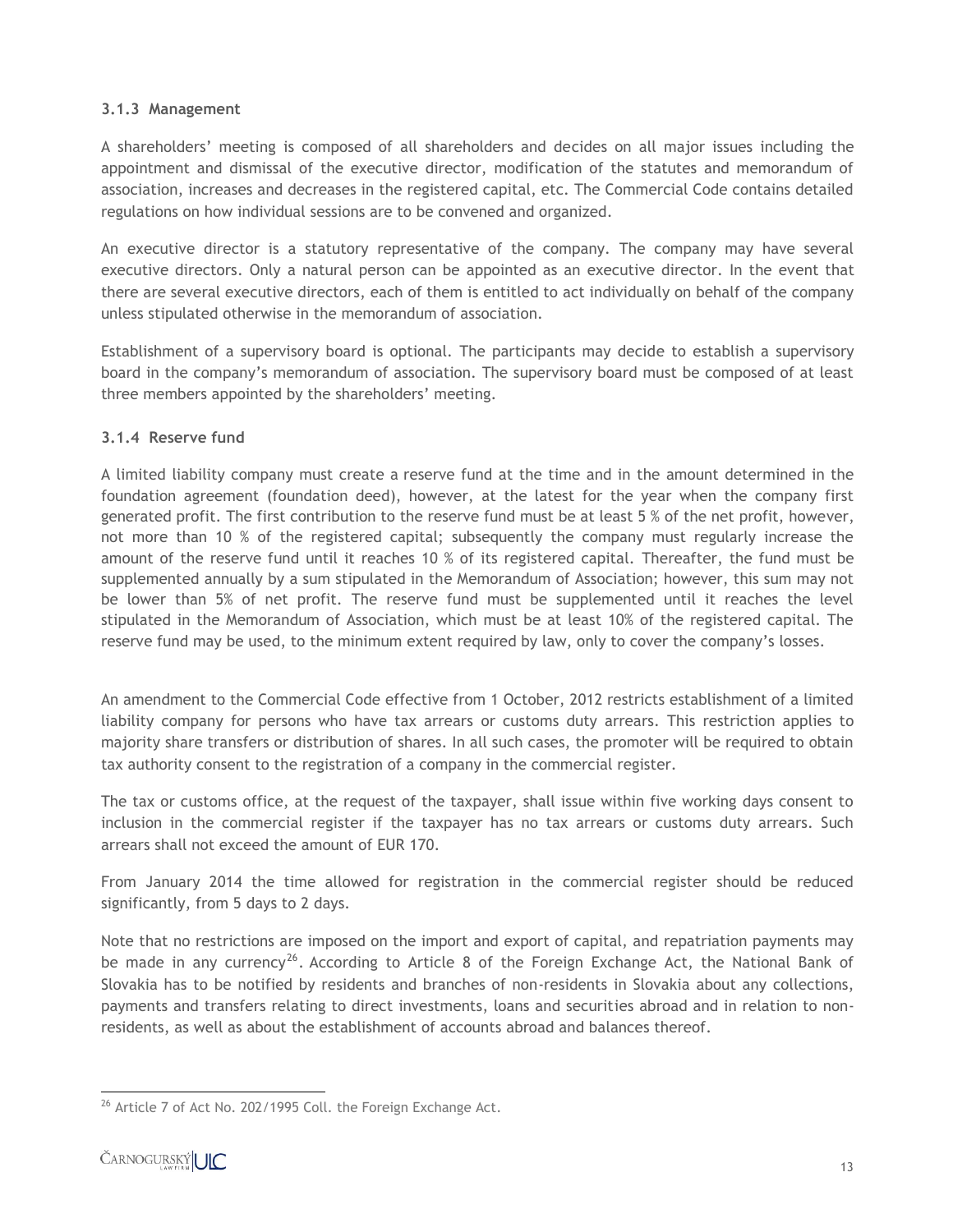### 3.1.3 Management

A shareholders' meeting is composed of all shareholders and decides on all major issues including the appointment and dismissal of the executive director, modification of the statutes and memorandum of association, increases and decreases in the registered capital, etc. The Commercial Code contains detailed regulations on how individual sessions are to be convened and organized.

An executive director is a statutory representative of the company. The company may have several executive directors. Only a natural person can be appointed as an executive director. In the event that there are several executive directors, each of them is entitled to act individually on behalf of the company unless stipulated otherwise in the memorandum of association.

Establishment of a supervisory board is optional. The participants may decide to establish a supervisory board in the company's memorandum of association. The supervisory board must be composed of at least three members appointed by the shareholders' meeting.

### 3.1.4 Reserve fund

A limited liability company must create a reserve fund at the time and in the amount determined in the foundation agreement (foundation deed), however, at the latest for the year when the company first generated profit. The first contribution to the reserve fund must be at least 5 % of the net profit, however, not more than 10 % of the registered capital; subsequently the company must regularly increase the amount of the reserve fund until it reaches 10 % of its registered capital. Thereafter, the fund must be supplemented annually by a sum stipulated in the Memorandum of Association; however, this sum may not be lower than 5% of net profit. The reserve fund must be supplemented until it reaches the level stipulated in the Memorandum of Association, which must be at least 10% of the registered capital. The reserve fund may be used, to the minimum extent required by law, only to cover the company's losses.

An amendment to the Commercial Code effective from 1 October, 2012 restricts establishment of a limited liability company for persons who have tax arrears or customs duty arrears. This restriction applies to majority share transfers or distribution of shares. In all such cases, the promoter will be required to obtain tax authority consent to the registration of a company in the commercial register.

The tax or customs office, at the request of the taxpayer, shall issue within five working days consent to inclusion in the commercial register if the taxpayer has no tax arrears or customs duty arrears. Such arrears shall not exceed the amount of EUR 170.

From January 2014 the time allowed for registration in the commercial register should be reduced significantly, from 5 days to 2 days.

Note that no restrictions are imposed on the import and export of capital, and repatriation payments may be made in any currency[26]. According to Article 8 of the Foreign Exchange Act, the National Bank of Slovakia has to be notified by residents and branches of non-residents in Slovakia about any collections, payments and transfers relating to direct investments, loans and securities abroad and in relation to non-residents, as well as about the establishment of accounts abroad and balances thereof.

[26] Article 7 of Act No. 202/1995 Coll. the Foreign Exchange Act.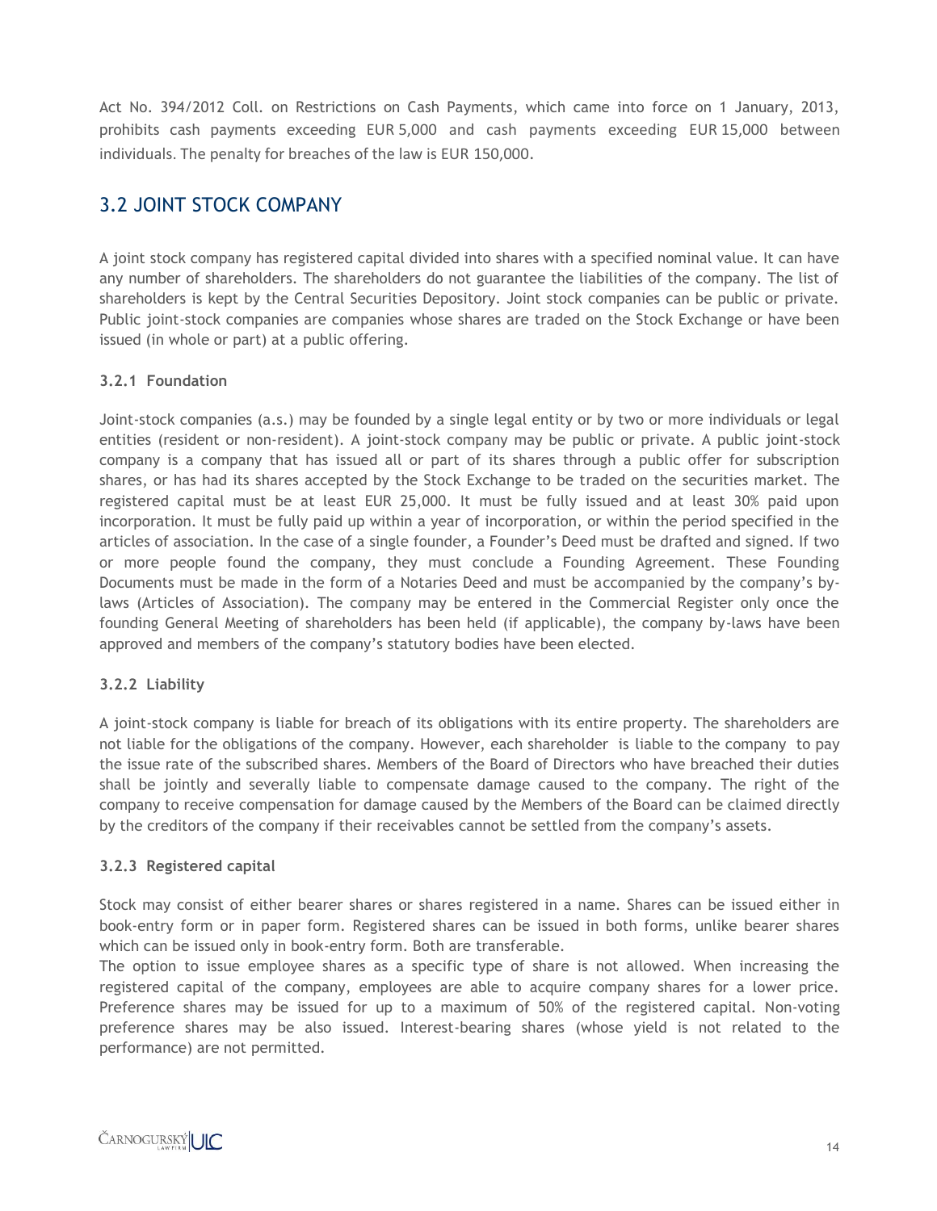Act No. 394/2012 Coll. on Restrictions on Cash Payments, which came into force on 1 January, 2013, prohibits cash payments exceeding EUR 5,000 and cash payments exceeding EUR 15,000 between individuals. The penalty for breaches of the law is EUR 150,000.

## 3.2 JOINT STOCK COMPANY

A joint stock company has registered capital divided into shares with a specified nominal value. It can have any number of shareholders. The shareholders do not guarantee the liabilities of the company. The list of shareholders is kept by the Central Securities Depository. Joint stock companies can be public or private. Public joint-stock companies are companies whose shares are traded on the Stock Exchange or have been issued (in whole or part) at a public offering.

### 3.2.1 Foundation

Joint-stock companies (a.s.) may be founded by a single legal entity or by two or more individuals or legal entities (resident or non-resident). A joint-stock company may be public or private. A public joint-stock company is a company that has issued all or part of its shares through a public offer for subscription shares, or has had its shares accepted by the Stock Exchange to be traded on the securities market. The registered capital must be at least EUR 25,000. It must be fully issued and at least 30% paid upon incorporation. It must be fully paid up within a year of incorporation, or within the period specified in the articles of association. In the case of a single founder, a Founder's Deed must be drafted and signed. If two or more people found the company, they must conclude a Founding Agreement. These Founding Documents must be made in the form of a Notaries Deed and must be accompanied by the company's by-laws (Articles of Association). The company may be entered in the Commercial Register only once the founding General Meeting of shareholders has been held (if applicable), the company by-laws have been approved and members of the company's statutory bodies have been elected.

### 3.2.2 Liability

A joint-stock company is liable for breach of its obligations with its entire property. The shareholders are not liable for the obligations of the company. However, each shareholder is liable to the company to pay the issue rate of the subscribed shares. Members of the Board of Directors who have breached their duties shall be jointly and severally liable to compensate damage caused to the company. The right of the company to receive compensation for damage caused by the Members of the Board can be claimed directly by the creditors of the company if their receivables cannot be settled from the company's assets.

### 3.2.3 Registered capital

Stock may consist of either bearer shares or shares registered in a name. Shares can be issued either in book-entry form or in paper form. Registered shares can be issued in both forms, unlike bearer shares which can be issued only in book-entry form. Both are transferable.

The option to issue employee shares as a specific type of share is not allowed. When increasing the registered capital of the company, employees are able to acquire company shares for a lower price. Preference shares may be issued for up to a maximum of 50% of the registered capital. Non-voting preference shares may be also issued. Interest-bearing shares (whose yield is not related to the performance) are not permitted.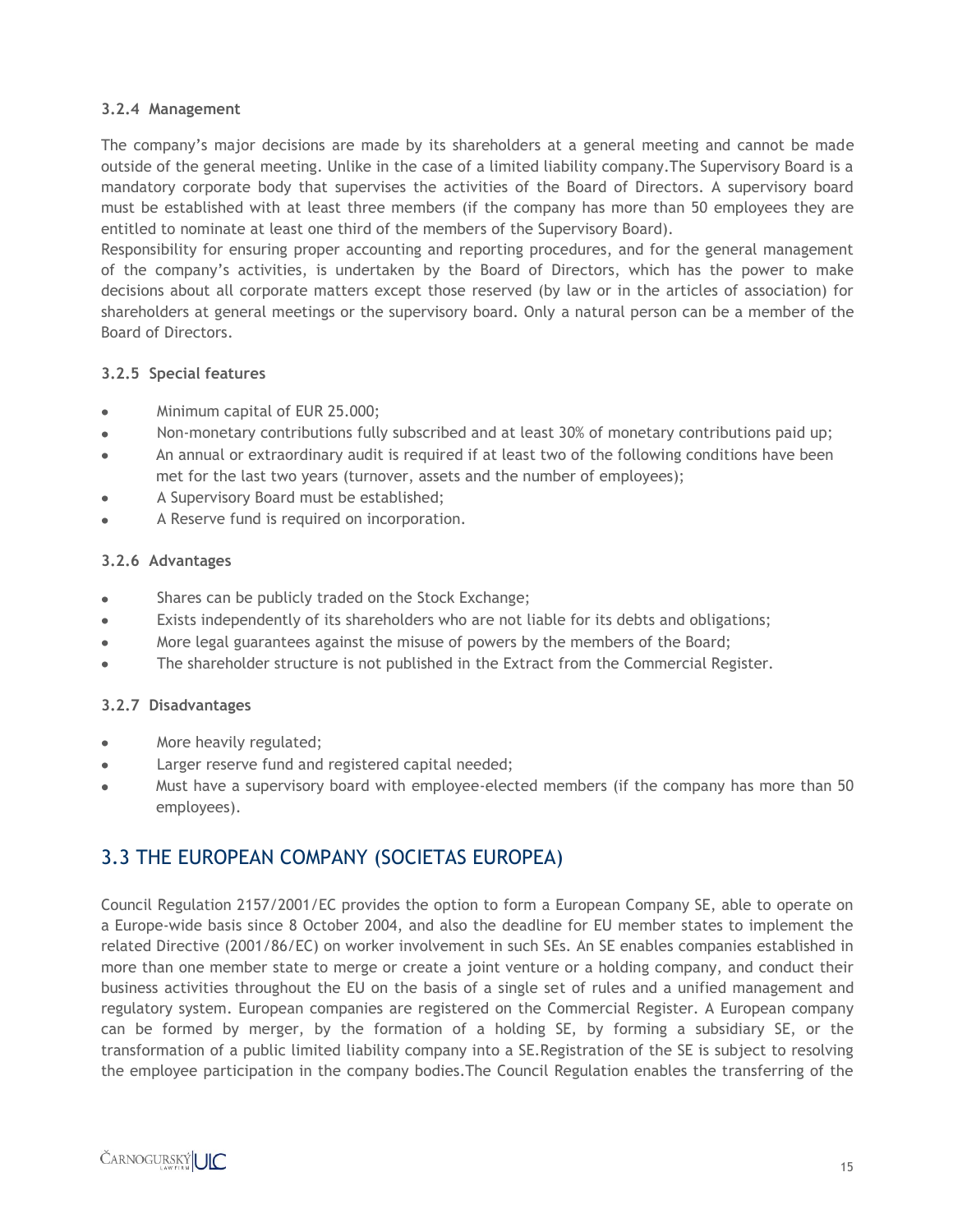### 3.2.4 Management

The company's major decisions are made by its shareholders at a general meeting and cannot be made outside of the general meeting. Unlike in the case of a limited liability company.The Supervisory Board is a mandatory corporate body that supervises the activities of the Board of Directors. A supervisory board must be established with at least three members (if the company has more than 50 employees they are entitled to nominate at least one third of the members of the Supervisory Board).

Responsibility for ensuring proper accounting and reporting procedures, and for the general management of the company's activities, is undertaken by the Board of Directors, which has the power to make decisions about all corporate matters except those reserved (by law or in the articles of association) for shareholders at general meetings or the supervisory board. Only a natural person can be a member of the Board of Directors.

### 3.2.5 Special features

- Minimum capital of EUR 25.000;
- Non-monetary contributions fully subscribed and at least 30% of monetary contributions paid up;
- An annual or extraordinary audit is required if at least two of the following conditions have been met for the last two years (turnover, assets and the number of employees);
- A Supervisory Board must be established;
- A Reserve fund is required on incorporation.

### 3.2.6 Advantages

- Shares can be publicly traded on the Stock Exchange;
- Exists independently of its shareholders who are not liable for its debts and obligations;
- More legal guarantees against the misuse of powers by the members of the Board;
- The shareholder structure is not published in the Extract from the Commercial Register.

### 3.2.7 Disadvantages

- More heavily regulated;
- Larger reserve fund and registered capital needed;
- Must have a supervisory board with employee-elected members (if the company has more than 50 employees).

## 3.3 THE EUROPEAN COMPANY (SOCIETAS EUROPEA)

Council Regulation 2157/2001/EC provides the option to form a European Company SE, able to operate on a Europe-wide basis since 8 October 2004, and also the deadline for EU member states to implement the related Directive (2001/86/EC) on worker involvement in such SEs. An SE enables companies established in more than one member state to merge or create a joint venture or a holding company, and conduct their business activities throughout the EU on the basis of a single set of rules and a unified management and regulatory system. European companies are registered on the Commercial Register. A European company can be formed by merger, by the formation of a holding SE, by forming a subsidiary SE, or the transformation of a public limited liability company into a SE.Registration of the SE is subject to resolving the employee participation in the company bodies.The Council Regulation enables the transferring of the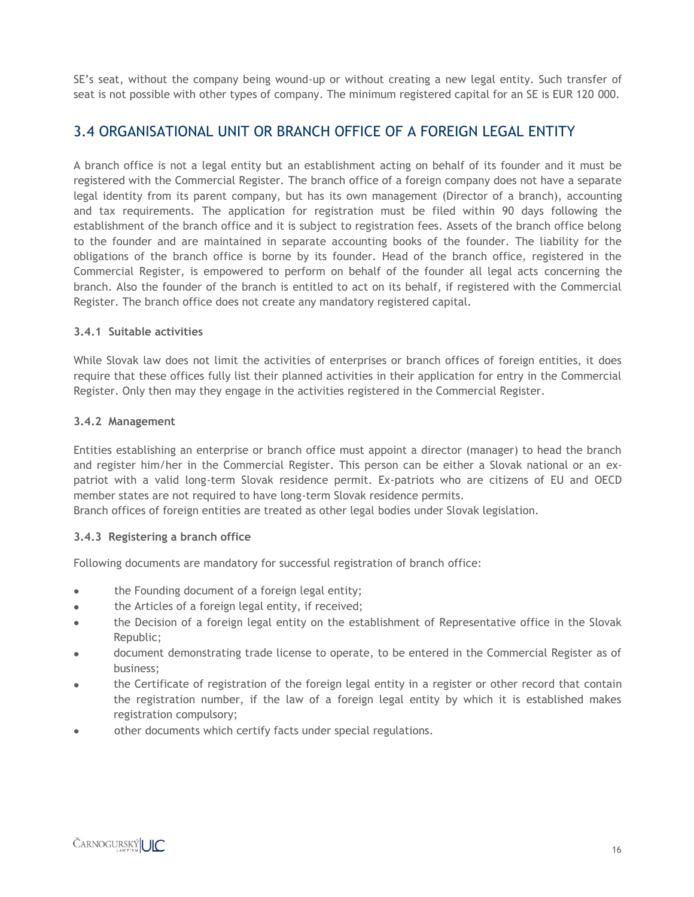SE's seat, without the company being wound-up or without creating a new legal entity. Such transfer of seat is not possible with other types of company. The minimum registered capital for an SE is EUR 120 000.

## 3.4 ORGANISATIONAL UNIT OR BRANCH OFFICE OF A FOREIGN LEGAL ENTITY

A branch office is not a legal entity but an establishment acting on behalf of its founder and it must be registered with the Commercial Register. The branch office of a foreign company does not have a separate legal identity from its parent company, but has its own management (Director of a branch), accounting and tax requirements. The application for registration must be filed within 90 days following the establishment of the branch office and it is subject to registration fees. Assets of the branch office belong to the founder and are maintained in separate accounting books of the founder. The liability for the obligations of the branch office is borne by its founder. Head of the branch office, registered in the Commercial Register, is empowered to perform on behalf of the founder all legal acts concerning the branch. Also the founder of the branch is entitled to act on its behalf, if registered with the Commercial Register. The branch office does not create any mandatory registered capital.

### 3.4.1 Suitable activities

While Slovak law does not limit the activities of enterprises or branch offices of foreign entities, it does require that these offices fully list their planned activities in their application for entry in the Commercial Register. Only then may they engage in the activities registered in the Commercial Register.

### 3.4.2 Management

Entities establishing an enterprise or branch office must appoint a director (manager) to head the branch and register him/her in the Commercial Register. This person can be either a Slovak national or an ex-patriot with a valid long-term Slovak residence permit. Ex-patriots who are citizens of EU and OECD member states are not required to have long-term Slovak residence permits.
Branch offices of foreign entities are treated as other legal bodies under Slovak legislation.

### 3.4.3 Registering a branch office

Following documents are mandatory for successful registration of branch office:

- the Founding document of a foreign legal entity;
- the Articles of a foreign legal entity, if received;
- the Decision of a foreign legal entity on the establishment of Representative office in the Slovak Republic;
- document demonstrating trade license to operate, to be entered in the Commercial Register as of business;
- the Certificate of registration of the foreign legal entity in a register or other record that contain the registration number, if the law of a foreign legal entity by which it is established makes registration compulsory;
- other documents which certify facts under special regulations.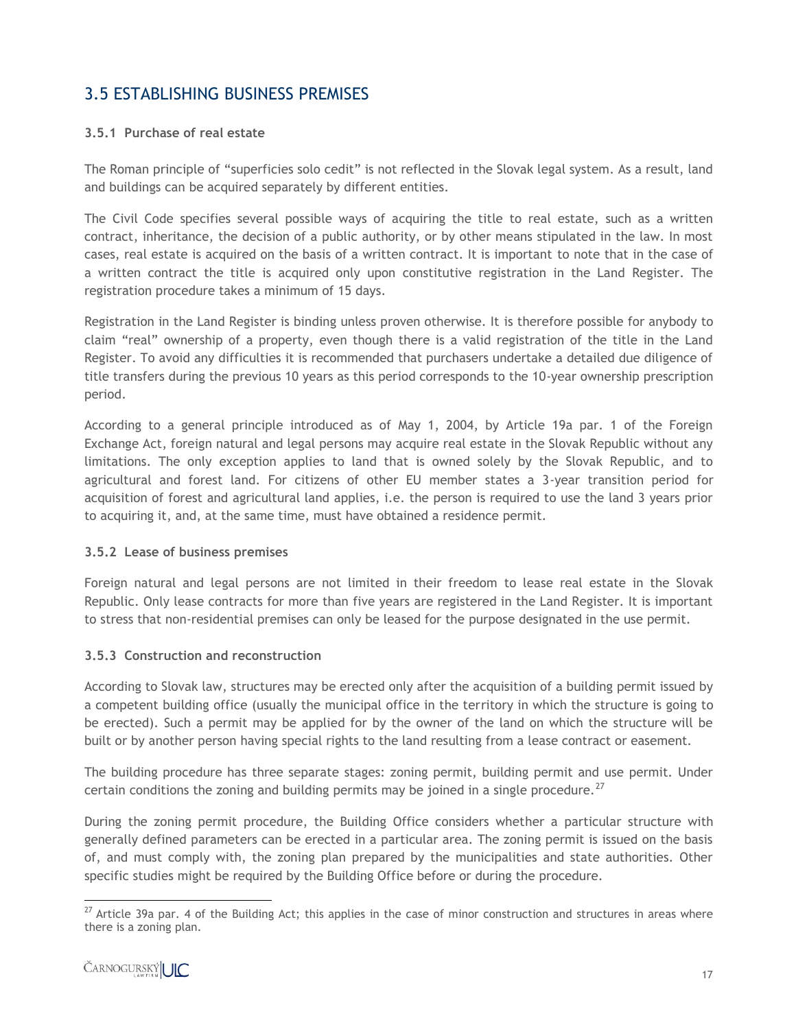## 3.5 ESTABLISHING BUSINESS PREMISES

### 3.5.1 Purchase of real estate

The Roman principle of "superficies solo cedit" is not reflected in the Slovak legal system. As a result, land and buildings can be acquired separately by different entities.

The Civil Code specifies several possible ways of acquiring the title to real estate, such as a written contract, inheritance, the decision of a public authority, or by other means stipulated in the law. In most cases, real estate is acquired on the basis of a written contract. It is important to note that in the case of a written contract the title is acquired only upon constitutive registration in the Land Register. The registration procedure takes a minimum of 15 days.

Registration in the Land Register is binding unless proven otherwise. It is therefore possible for anybody to claim "real" ownership of a property, even though there is a valid registration of the title in the Land Register. To avoid any difficulties it is recommended that purchasers undertake a detailed due diligence of title transfers during the previous 10 years as this period corresponds to the 10-year ownership prescription period.

According to a general principle introduced as of May 1, 2004, by Article 19a par. 1 of the Foreign Exchange Act, foreign natural and legal persons may acquire real estate in the Slovak Republic without any limitations. The only exception applies to land that is owned solely by the Slovak Republic, and to agricultural and forest land. For citizens of other EU member states a 3-year transition period for acquisition of forest and agricultural land applies, i.e. the person is required to use the land 3 years prior to acquiring it, and, at the same time, must have obtained a residence permit.

### 3.5.2 Lease of business premises

Foreign natural and legal persons are not limited in their freedom to lease real estate in the Slovak Republic. Only lease contracts for more than five years are registered in the Land Register. It is important to stress that non-residential premises can only be leased for the purpose designated in the use permit.

### 3.5.3 Construction and reconstruction

According to Slovak law, structures may be erected only after the acquisition of a building permit issued by a competent building office (usually the municipal office in the territory in which the structure is going to be erected). Such a permit may be applied for by the owner of the land on which the structure will be built or by another person having special rights to the land resulting from a lease contract or easement.

The building procedure has three separate stages: zoning permit, building permit and use permit. Under certain conditions the zoning and building permits may be joined in a single procedure.[27]

During the zoning permit procedure, the Building Office considers whether a particular structure with generally defined parameters can be erected in a particular area. The zoning permit is issued on the basis of, and must comply with, the zoning plan prepared by the municipalities and state authorities. Other specific studies might be required by the Building Office before or during the procedure.

[27] Article 39a par. 4 of the Building Act; this applies in the case of minor construction and structures in areas where there is a zoning plan.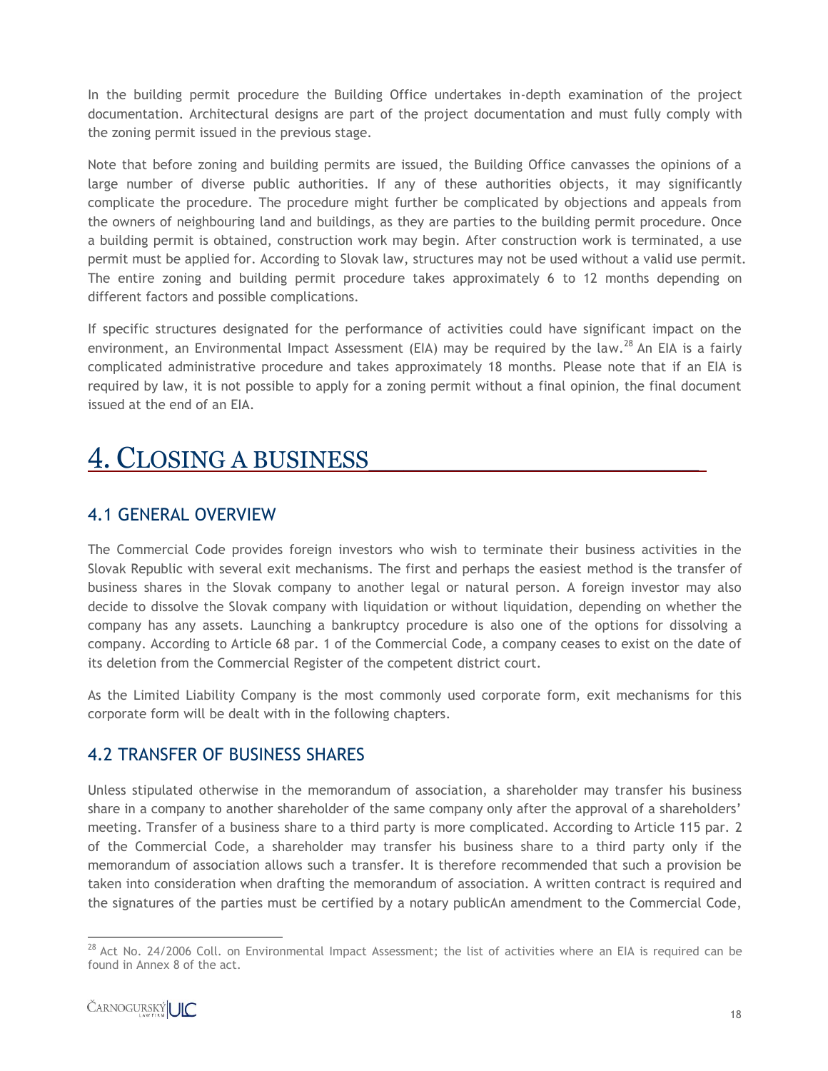In the building permit procedure the Building Office undertakes in-depth examination of the project documentation. Architectural designs are part of the project documentation and must fully comply with the zoning permit issued in the previous stage.

Note that before zoning and building permits are issued, the Building Office canvasses the opinions of a large number of diverse public authorities. If any of these authorities objects, it may significantly complicate the procedure. The procedure might further be complicated by objections and appeals from the owners of neighbouring land and buildings, as they are parties to the building permit procedure. Once a building permit is obtained, construction work may begin. After construction work is terminated, a use permit must be applied for. According to Slovak law, structures may not be used without a valid use permit. The entire zoning and building permit procedure takes approximately 6 to 12 months depending on different factors and possible complications.

If specific structures designated for the performance of activities could have significant impact on the environment, an Environmental Impact Assessment (EIA) may be required by the law.[28] An EIA is a fairly complicated administrative procedure and takes approximately 18 months. Please note that if an EIA is required by law, it is not possible to apply for a zoning permit without a final opinion, the final document issued at the end of an EIA.

# 4. CLOSING A BUSINESS

## 4.1 GENERAL OVERVIEW

The Commercial Code provides foreign investors who wish to terminate their business activities in the Slovak Republic with several exit mechanisms. The first and perhaps the easiest method is the transfer of business shares in the Slovak company to another legal or natural person. A foreign investor may also decide to dissolve the Slovak company with liquidation or without liquidation, depending on whether the company has any assets. Launching a bankruptcy procedure is also one of the options for dissolving a company. According to Article 68 par. 1 of the Commercial Code, a company ceases to exist on the date of its deletion from the Commercial Register of the competent district court.

As the Limited Liability Company is the most commonly used corporate form, exit mechanisms for this corporate form will be dealt with in the following chapters.

## 4.2 TRANSFER OF BUSINESS SHARES

Unless stipulated otherwise in the memorandum of association, a shareholder may transfer his business share in a company to another shareholder of the same company only after the approval of a shareholders' meeting. Transfer of a business share to a third party is more complicated. According to Article 115 par. 2 of the Commercial Code, a shareholder may transfer his business share to a third party only if the memorandum of association allows such a transfer. It is therefore recommended that such a provision be taken into consideration when drafting the memorandum of association. A written contract is required and the signatures of the parties must be certified by a notary publicAn amendment to the Commercial Code,

---

[28] Act No. 24/2006 Coll. on Environmental Impact Assessment; the list of activities where an EIA is required can be found in Annex 8 of the act.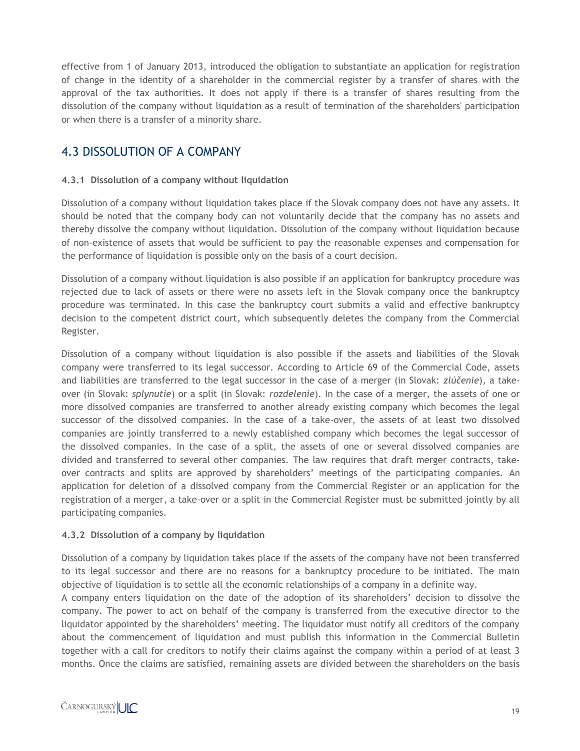effective from 1 of January 2013, introduced the obligation to substantiate an application for registration of change in the identity of a shareholder in the commercial register by a transfer of shares with the approval of the tax authorities. It does not apply if there is a transfer of shares resulting from the dissolution of the company without liquidation as a result of termination of the shareholders' participation or when there is a transfer of a minority share.

## 4.3 DISSOLUTION OF A COMPANY

### 4.3.1 Dissolution of a company without liquidation

Dissolution of a company without liquidation takes place if the Slovak company does not have any assets. It should be noted that the company body can not voluntarily decide that the company has no assets and thereby dissolve the company without liquidation. Dissolution of the company without liquidation because of non-existence of assets that would be sufficient to pay the reasonable expenses and compensation for the performance of liquidation is possible only on the basis of a court decision.

Dissolution of a company without liquidation is also possible if an application for bankruptcy procedure was rejected due to lack of assets or there were no assets left in the Slovak company once the bankruptcy procedure was terminated. In this case the bankruptcy court submits a valid and effective bankruptcy decision to the competent district court, which subsequently deletes the company from the Commercial Register.

Dissolution of a company without liquidation is also possible if the assets and liabilities of the Slovak company were transferred to its legal successor. According to Article 69 of the Commercial Code, assets and liabilities are transferred to the legal successor in the case of a merger (in Slovak: *zlúčenie*), a take-over (in Slovak: *splynutie*) or a split (in Slovak: *rozdelenie*). In the case of a merger, the assets of one or more dissolved companies are transferred to another already existing company which becomes the legal successor of the dissolved companies. In the case of a take-over, the assets of at least two dissolved companies are jointly transferred to a newly established company which becomes the legal successor of the dissolved companies. In the case of a split, the assets of one or several dissolved companies are divided and transferred to several other companies. The law requires that draft merger contracts, take-over contracts and splits are approved by shareholders' meetings of the participating companies. An application for deletion of a dissolved company from the Commercial Register or an application for the registration of a merger, a take-over or a split in the Commercial Register must be submitted jointly by all participating companies.

### 4.3.2 Dissolution of a company by liquidation

Dissolution of a company by liquidation takes place if the assets of the company have not been transferred to its legal successor and there are no reasons for a bankruptcy procedure to be initiated. The main objective of liquidation is to settle all the economic relationships of a company in a definite way.

A company enters liquidation on the date of the adoption of its shareholders' decision to dissolve the company. The power to act on behalf of the company is transferred from the executive director to the liquidator appointed by the shareholders' meeting. The liquidator must notify all creditors of the company about the commencement of liquidation and must publish this information in the Commercial Bulletin together with a call for creditors to notify their claims against the company within a period of at least 3 months. Once the claims are satisfied, remaining assets are divided between the shareholders on the basis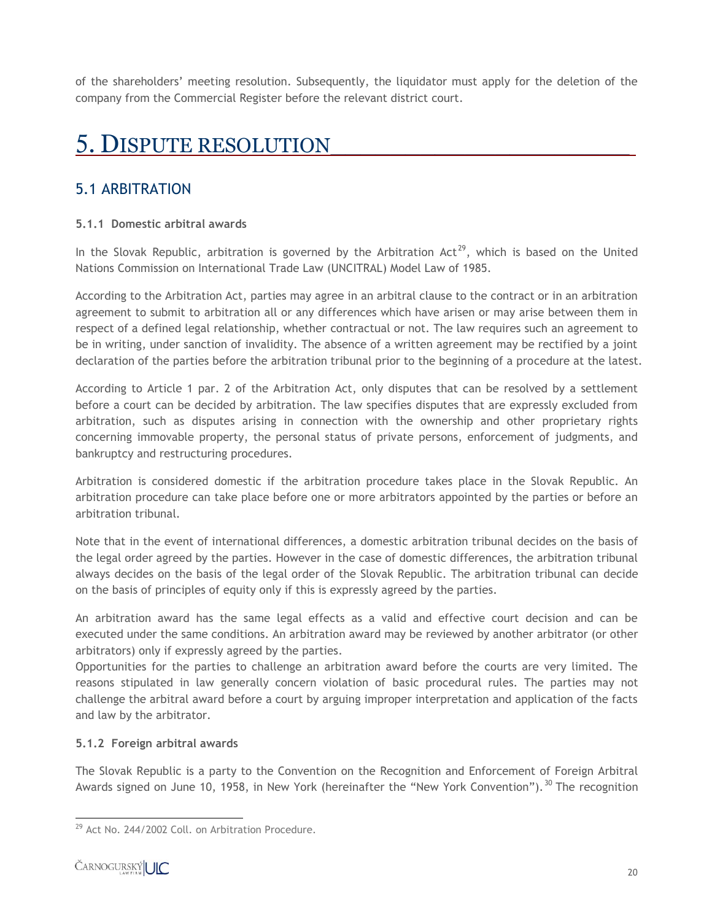of the shareholders' meeting resolution. Subsequently, the liquidator must apply for the deletion of the company from the Commercial Register before the relevant district court.

# 5. Dispute resolution

## 5.1 ARBITRATION

### 5.1.1 Domestic arbitral awards

In the Slovak Republic, arbitration is governed by the Arbitration Act[29], which is based on the United Nations Commission on International Trade Law (UNCITRAL) Model Law of 1985.

According to the Arbitration Act, parties may agree in an arbitral clause to the contract or in an arbitration agreement to submit to arbitration all or any differences which have arisen or may arise between them in respect of a defined legal relationship, whether contractual or not. The law requires such an agreement to be in writing, under sanction of invalidity. The absence of a written agreement may be rectified by a joint declaration of the parties before the arbitration tribunal prior to the beginning of a procedure at the latest.

According to Article 1 par. 2 of the Arbitration Act, only disputes that can be resolved by a settlement before a court can be decided by arbitration. The law specifies disputes that are expressly excluded from arbitration, such as disputes arising in connection with the ownership and other proprietary rights concerning immovable property, the personal status of private persons, enforcement of judgments, and bankruptcy and restructuring procedures.

Arbitration is considered domestic if the arbitration procedure takes place in the Slovak Republic. An arbitration procedure can take place before one or more arbitrators appointed by the parties or before an arbitration tribunal.

Note that in the event of international differences, a domestic arbitration tribunal decides on the basis of the legal order agreed by the parties. However in the case of domestic differences, the arbitration tribunal always decides on the basis of the legal order of the Slovak Republic. The arbitration tribunal can decide on the basis of principles of equity only if this is expressly agreed by the parties.

An arbitration award has the same legal effects as a valid and effective court decision and can be executed under the same conditions. An arbitration award may be reviewed by another arbitrator (or other arbitrators) only if expressly agreed by the parties.

Opportunities for the parties to challenge an arbitration award before the courts are very limited. The reasons stipulated in law generally concern violation of basic procedural rules. The parties may not challenge the arbitral award before a court by arguing improper interpretation and application of the facts and law by the arbitrator.

### 5.1.2 Foreign arbitral awards

The Slovak Republic is a party to the Convention on the Recognition and Enforcement of Foreign Arbitral Awards signed on June 10, 1958, in New York (hereinafter the "New York Convention").[30] The recognition

[29] Act No. 244/2002 Coll. on Arbitration Procedure.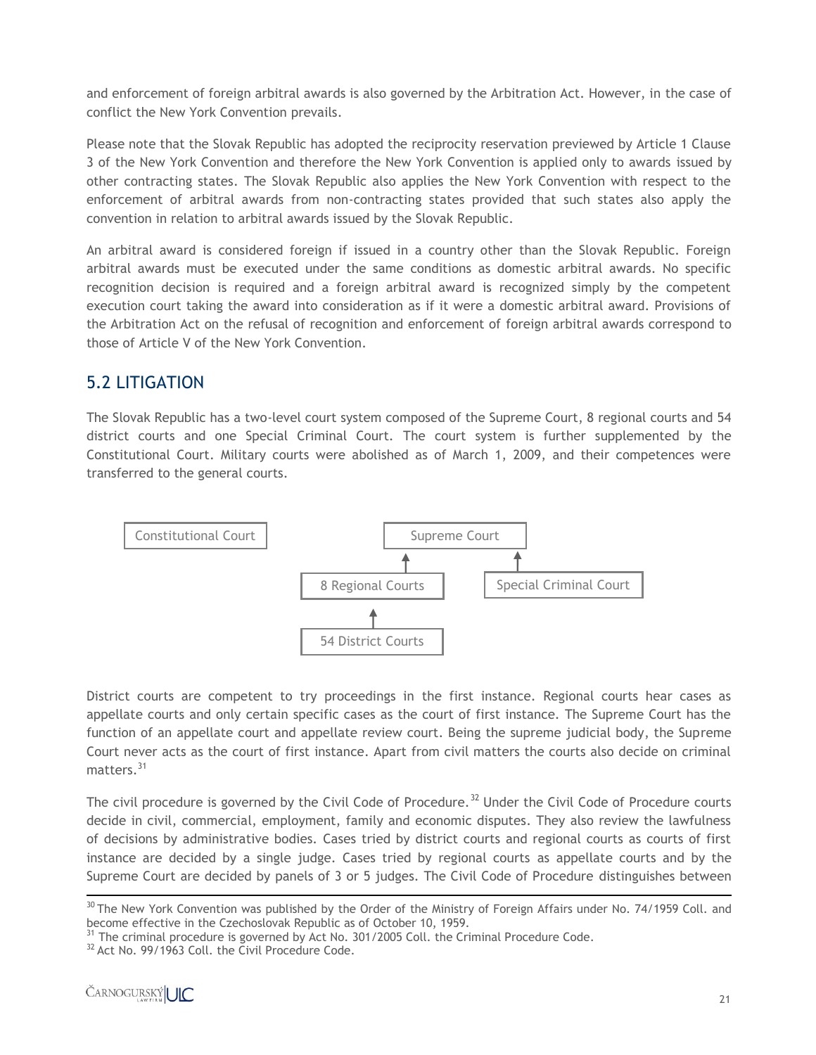and enforcement of foreign arbitral awards is also governed by the Arbitration Act. However, in the case of conflict the New York Convention prevails.

Please note that the Slovak Republic has adopted the reciprocity reservation previewed by Article 1 Clause 3 of the New York Convention and therefore the New York Convention is applied only to awards issued by other contracting states. The Slovak Republic also applies the New York Convention with respect to the enforcement of arbitral awards from non-contracting states provided that such states also apply the convention in relation to arbitral awards issued by the Slovak Republic.

An arbitral award is considered foreign if issued in a country other than the Slovak Republic. Foreign arbitral awards must be executed under the same conditions as domestic arbitral awards. No specific recognition decision is required and a foreign arbitral award is recognized simply by the competent execution court taking the award into consideration as if it were a domestic arbitral award. Provisions of the Arbitration Act on the refusal of recognition and enforcement of foreign arbitral awards correspond to those of Article V of the New York Convention.

## 5.2 LITIGATION

The Slovak Republic has a two-level court system composed of the Supreme Court, 8 regional courts and 54 district courts and one Special Criminal Court. The court system is further supplemented by the Constitutional Court. Military courts were abolished as of March 1, 2009, and their competences were transferred to the general courts.

Constitutional Court

Supreme Court
↑ 8 Regional Courts ↑ Special Criminal Court
↑ 54 District Courts

District courts are competent to try proceedings in the first instance. Regional courts hear cases as appellate courts and only certain specific cases as the court of first instance. The Supreme Court has the function of an appellate court and appellate review court. Being the supreme judicial body, the Supreme Court never acts as the court of first instance. Apart from civil matters the courts also decide on criminal matters.[31]

The civil procedure is governed by the Civil Code of Procedure.[32] Under the Civil Code of Procedure courts decide in civil, commercial, employment, family and economic disputes. They also review the lawfulness of decisions by administrative bodies. Cases tried by district courts and regional courts as courts of first instance are decided by a single judge. Cases tried by regional courts as appellate courts and by the Supreme Court are decided by panels of 3 or 5 judges. The Civil Code of Procedure distinguishes between

---

[30] The New York Convention was published by the Order of the Ministry of Foreign Affairs under No. 74/1959 Coll. and become effective in the Czechoslovak Republic as of October 10, 1959.

[31] The criminal procedure is governed by Act No. 301/2005 Coll. the Criminal Procedure Code.

[32] Act No. 99/1963 Coll. the Civil Procedure Code.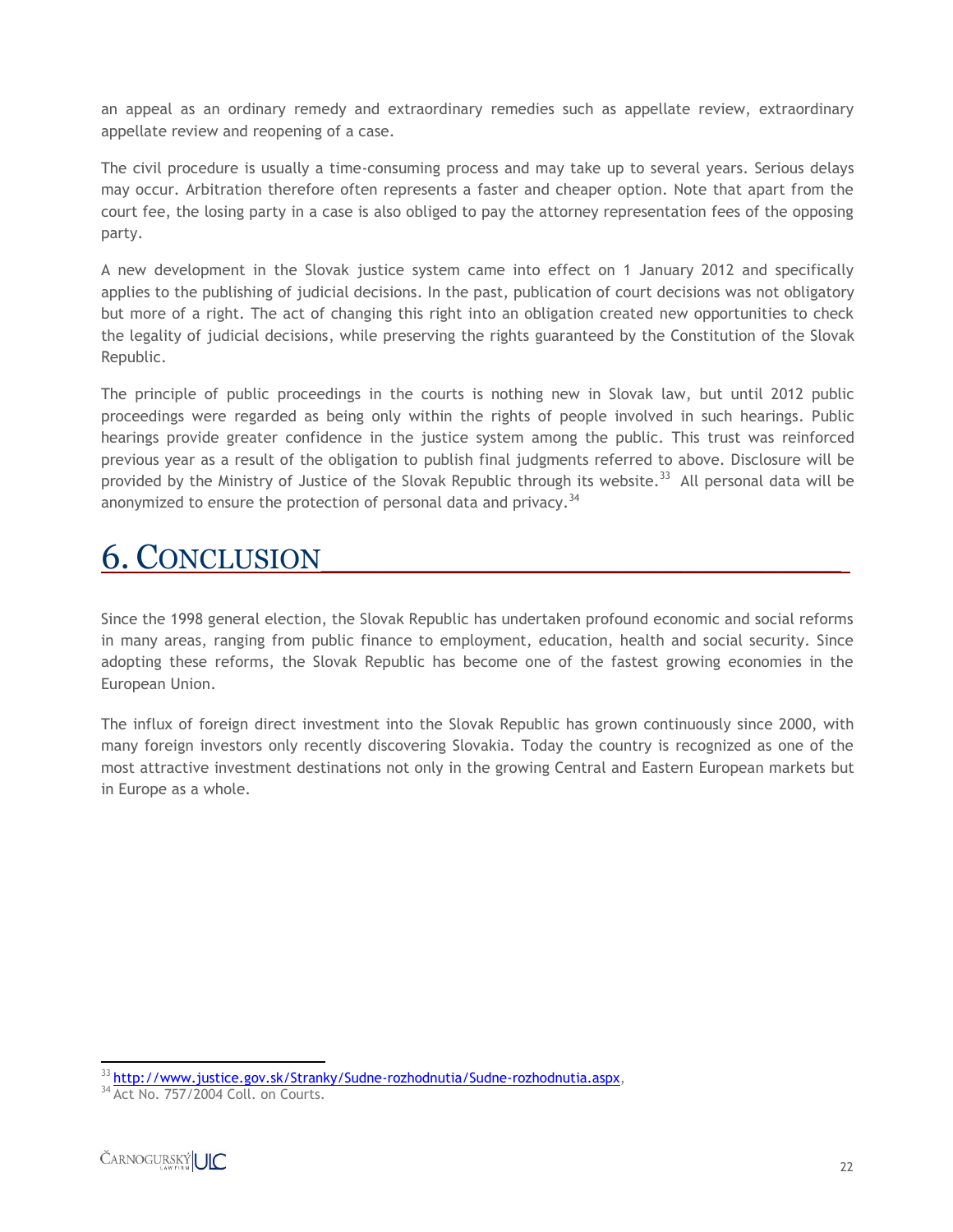an appeal as an ordinary remedy and extraordinary remedies such as appellate review, extraordinary appellate review and reopening of a case.

The civil procedure is usually a time-consuming process and may take up to several years. Serious delays may occur. Arbitration therefore often represents a faster and cheaper option. Note that apart from the court fee, the losing party in a case is also obliged to pay the attorney representation fees of the opposing party.

A new development in the Slovak justice system came into effect on 1 January 2012 and specifically applies to the publishing of judicial decisions. In the past, publication of court decisions was not obligatory but more of a right. The act of changing this right into an obligation created new opportunities to check the legality of judicial decisions, while preserving the rights guaranteed by the Constitution of the Slovak Republic.

The principle of public proceedings in the courts is nothing new in Slovak law, but until 2012 public proceedings were regarded as being only within the rights of people involved in such hearings. Public hearings provide greater confidence in the justice system among the public. This trust was reinforced previous year as a result of the obligation to publish final judgments referred to above. Disclosure will be provided by the Ministry of Justice of the Slovak Republic through its website.[33] All personal data will be anonymized to ensure the protection of personal data and privacy.[34]

# 6. Conclusion

Since the 1998 general election, the Slovak Republic has undertaken profound economic and social reforms in many areas, ranging from public finance to employment, education, health and social security. Since adopting these reforms, the Slovak Republic has become one of the fastest growing economies in the European Union.

The influx of foreign direct investment into the Slovak Republic has grown continuously since 2000, with many foreign investors only recently discovering Slovakia. Today the country is recognized as one of the most attractive investment destinations not only in the growing Central and Eastern European markets but in Europe as a whole.

[33] http://www.justice.gov.sk/Stranky/Sudne-rozhodnutia/Sudne-rozhodnutia.aspx,

[34] Act No. 757/2004 Coll. on Courts.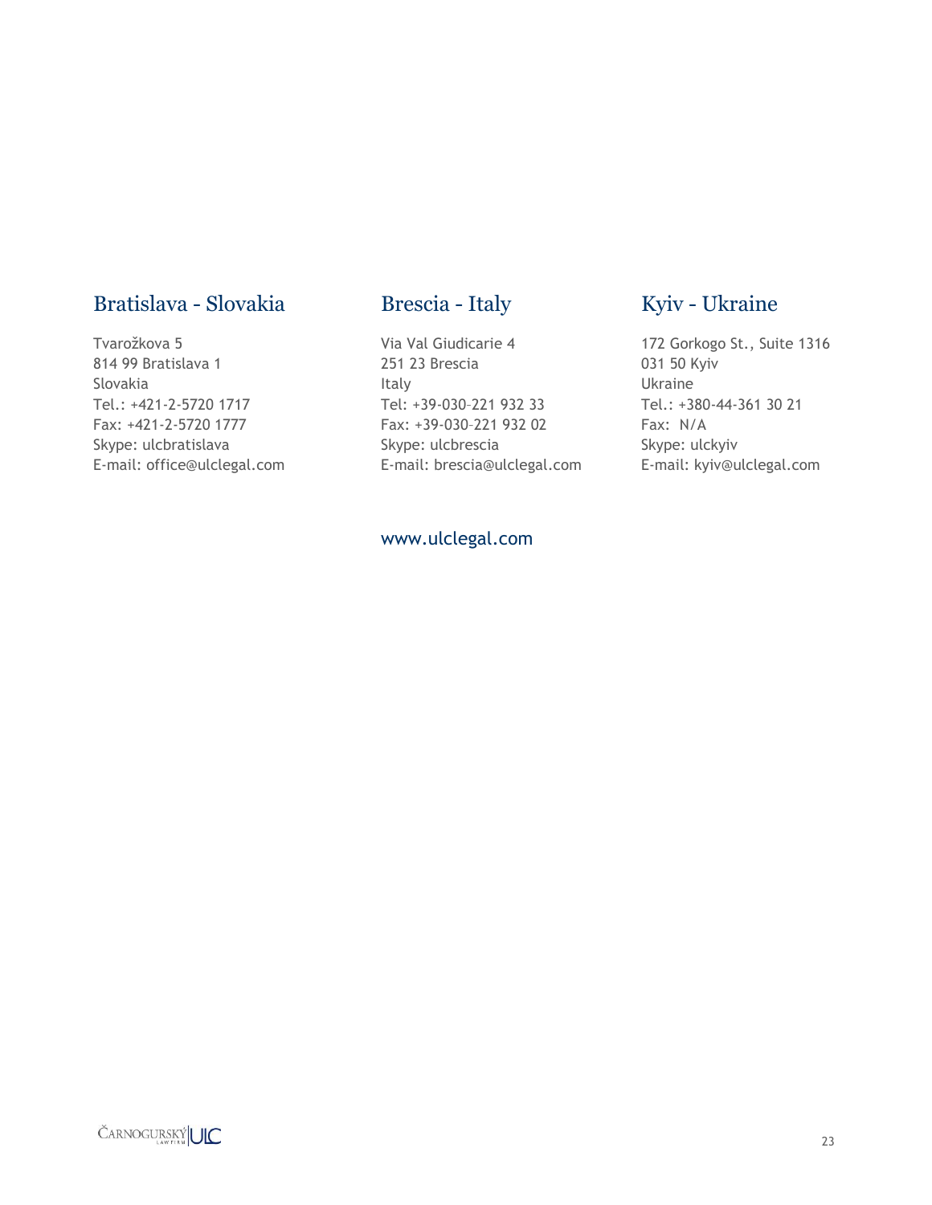## Bratislava - Slovakia

Tvarožkova 5
814 99 Bratislava 1
Slovakia
Tel.: +421-2-5720 1717
Fax: +421-2-5720 1777
Skype: ulcbratislava
E-mail: office@ulclegal.com

## Brescia - Italy

Via Val Giudicarie 4
251 23 Brescia
Italy
Tel: +39-030–221 932 33
Fax: +39-030–221 932 02
Skype: ulcbrescia
E-mail: brescia@ulclegal.com

## Kyiv - Ukraine

172 Gorkogo St., Suite 1316
031 50 Kyiv
Ukraine
Tel.: +380-44-361 30 21
Fax: N/A
Skype: ulckyiv
E-mail: kyiv@ulclegal.com

www.ulclegal.com